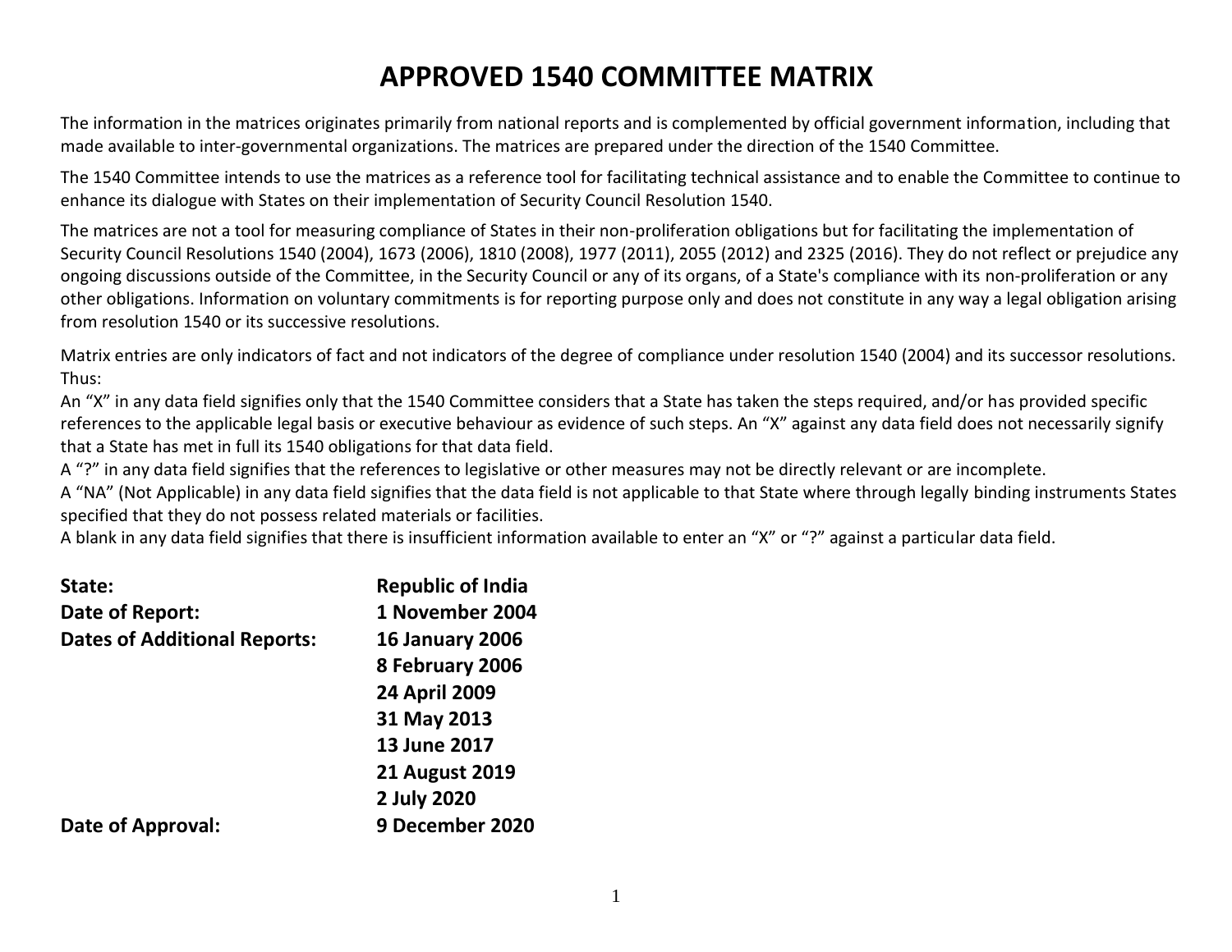# APPROVED 1540 COMMITTEE MATRIX

The information in the matrices originates primarily from national reports and is complemented by official government information, including that made available to inter-governmental organizations. The matrices are prepared under the direction of the 1540 Committee.

The 1540 Committee intends to use the matrices as a reference tool for facilitating technical assistance and to enable the Committee to continue to enhance its dialogue with States on their implementation of Security Council Resolution 1540.

The matrices are not a tool for measuring compliance of States in their non-proliferation obligations but for facilitating the implementation of Security Council Resolutions 1540 (2004), 1673 (2006), 1810 (2008), 1977 (2011), 2055 (2012) and 2325 (2016). They do not reflect or prejudice any ongoing discussions outside of the Committee, in the Security Council or any of its organs, of a State's compliance with its non-proliferation or any other obligations. Information on voluntary commitments is for reporting purpose only and does not constitute in any way a legal obligation arising from resolution 1540 or its successive resolutions.

Matrix entries are only indicators of fact and not indicators of the degree of compliance under resolution 1540 (2004) and its successor resolutions. Thus:
An "X" in any data field signifies only that the 1540 Committee considers that a State has taken the steps required, and/or has provided specific references to the applicable legal basis or executive behaviour as evidence of such steps. An "X" against any data field does not necessarily signify that a State has met in full its 1540 obligations for that data field.
A "?" in any data field signifies that the references to legislative or other measures may not be directly relevant or are incomplete.
A "NA" (Not Applicable) in any data field signifies that the data field is not applicable to that State where through legally binding instruments States specified that they do not possess related materials or facilities.
A blank in any data field signifies that there is insufficient information available to enter an "X" or "?" against a particular data field.

**State:** **Republic of India**
**Date of Report:** **1 November 2004**
**Dates of Additional Reports:** **16 January 2006**
**8 February 2006**
**24 April 2009**
**31 May 2013**
**13 June 2017**
**21 August 2019**
**2 July 2020**
**Date of Approval:** **9 December 2020**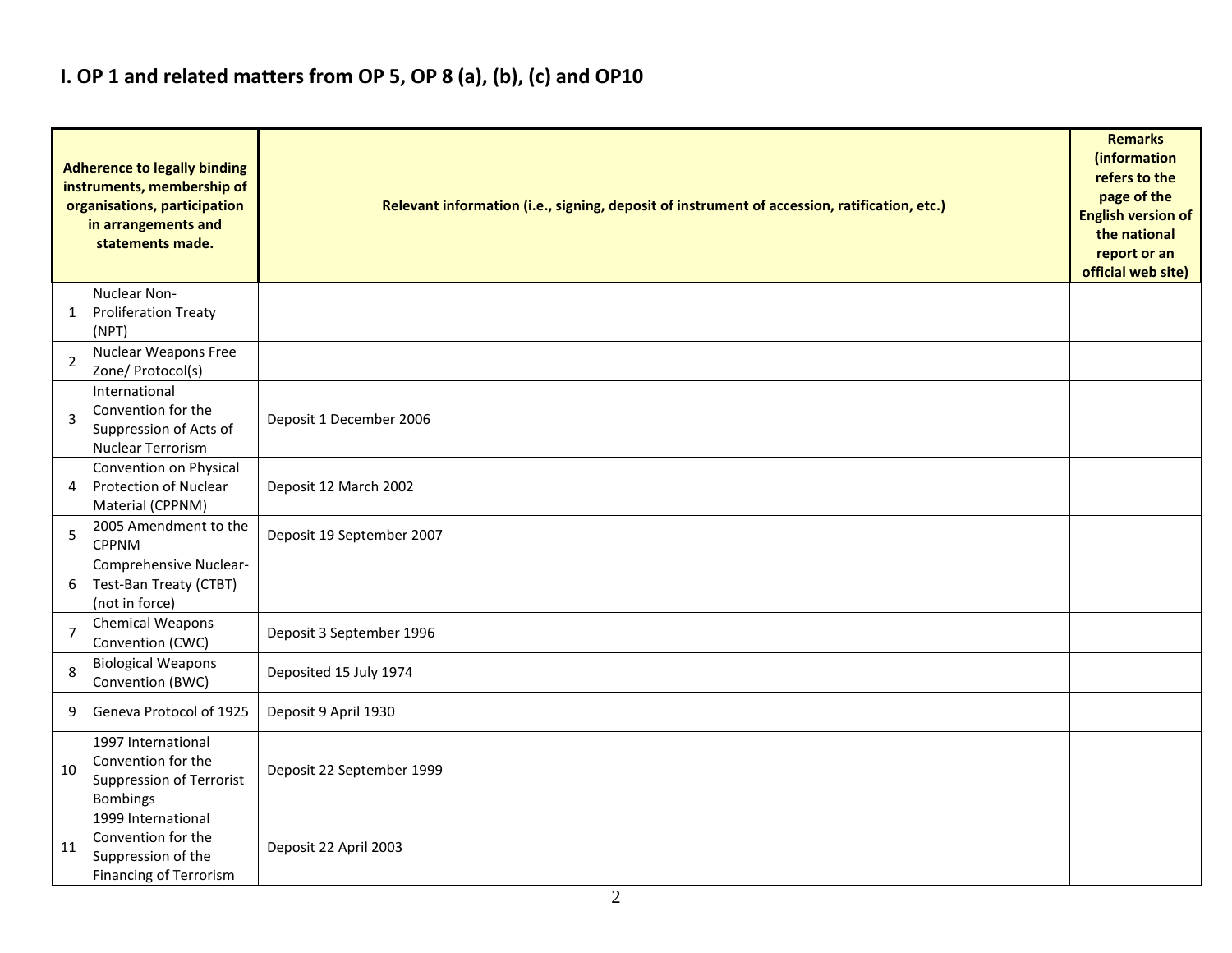## I. OP 1 and related matters from OP 5, OP 8 (a), (b), (c) and OP10

| | Adherence to legally binding instruments, membership of organisations, participation in arrangements and statements made. | Relevant information (i.e., signing, deposit of instrument of accession, ratification, etc.) | Remarks (information refers to the page of the English version of the national report or an official web site) |
|---|---|---|---|
| 1 | Nuclear Non-Proliferation Treaty (NPT) | | |
| 2 | Nuclear Weapons Free Zone/ Protocol(s) | | |
| 3 | International Convention for the Suppression of Acts of Nuclear Terrorism | Deposit 1 December 2006 | |
| 4 | Convention on Physical Protection of Nuclear Material (CPPNM) | Deposit 12 March 2002 | |
| 5 | 2005 Amendment to the CPPNM | Deposit 19 September 2007 | |
| 6 | Comprehensive Nuclear-Test-Ban Treaty (CTBT) (not in force) | | |
| 7 | Chemical Weapons Convention (CWC) | Deposit 3 September 1996 | |
| 8 | Biological Weapons Convention (BWC) | Deposited 15 July 1974 | |
| 9 | Geneva Protocol of 1925 | Deposit 9 April 1930 | |
| 10 | 1997 International Convention for the Suppression of Terrorist Bombings | Deposit 22 September 1999 | |
| 11 | 1999 International Convention for the Suppression of the Financing of Terrorism | Deposit 22 April 2003 | |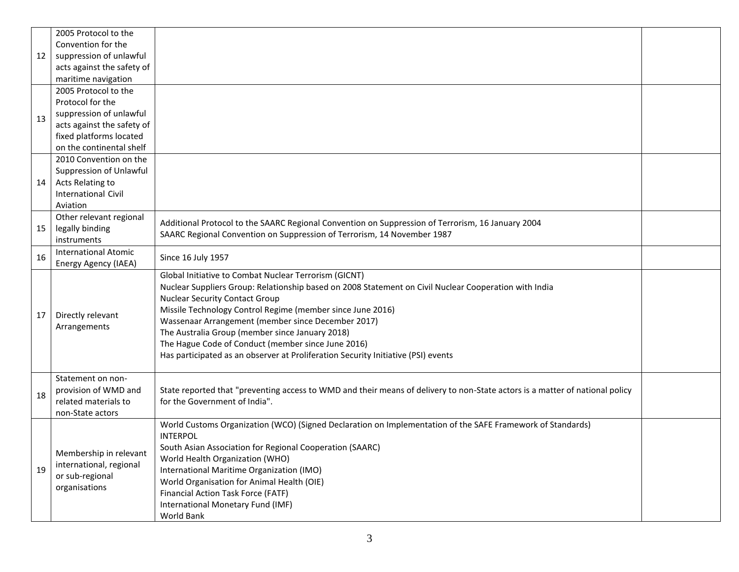| | | | |
|---|---|---|---|
| 12 | 2005 Protocol to the Convention for the suppression of unlawful acts against the safety of maritime navigation | | |
| 13 | 2005 Protocol to the Protocol for the suppression of unlawful acts against the safety of fixed platforms located on the continental shelf | | |
| 14 | 2010 Convention on the Suppression of Unlawful Acts Relating to International Civil Aviation | | |
| 15 | Other relevant regional legally binding instruments | Additional Protocol to the SAARC Regional Convention on Suppression of Terrorism, 16 January 2004<br>SAARC Regional Convention on Suppression of Terrorism, 14 November 1987 | |
| 16 | International Atomic Energy Agency (IAEA) | Since 16 July 1957 | |
| 17 | Directly relevant Arrangements | Global Initiative to Combat Nuclear Terrorism (GICNT)<br>Nuclear Suppliers Group: Relationship based on 2008 Statement on Civil Nuclear Cooperation with India<br>Nuclear Security Contact Group<br>Missile Technology Control Regime (member since June 2016)<br>Wassenaar Arrangement (member since December 2017)<br>The Australia Group (member since January 2018)<br>The Hague Code of Conduct (member since June 2016)<br>Has participated as an observer at Proliferation Security Initiative (PSI) events | |
| 18 | Statement on non-provision of WMD and related materials to non-State actors | State reported that "preventing access to WMD and their means of delivery to non-State actors is a matter of national policy for the Government of India". | |
| 19 | Membership in relevant international, regional or sub-regional organisations | World Customs Organization (WCO) (Signed Declaration on Implementation of the SAFE Framework of Standards)<br>INTERPOL<br>South Asian Association for Regional Cooperation (SAARC)<br>World Health Organization (WHO)<br>International Maritime Organization (IMO)<br>World Organisation for Animal Health (OIE)<br>Financial Action Task Force (FATF)<br>International Monetary Fund (IMF)<br>World Bank | |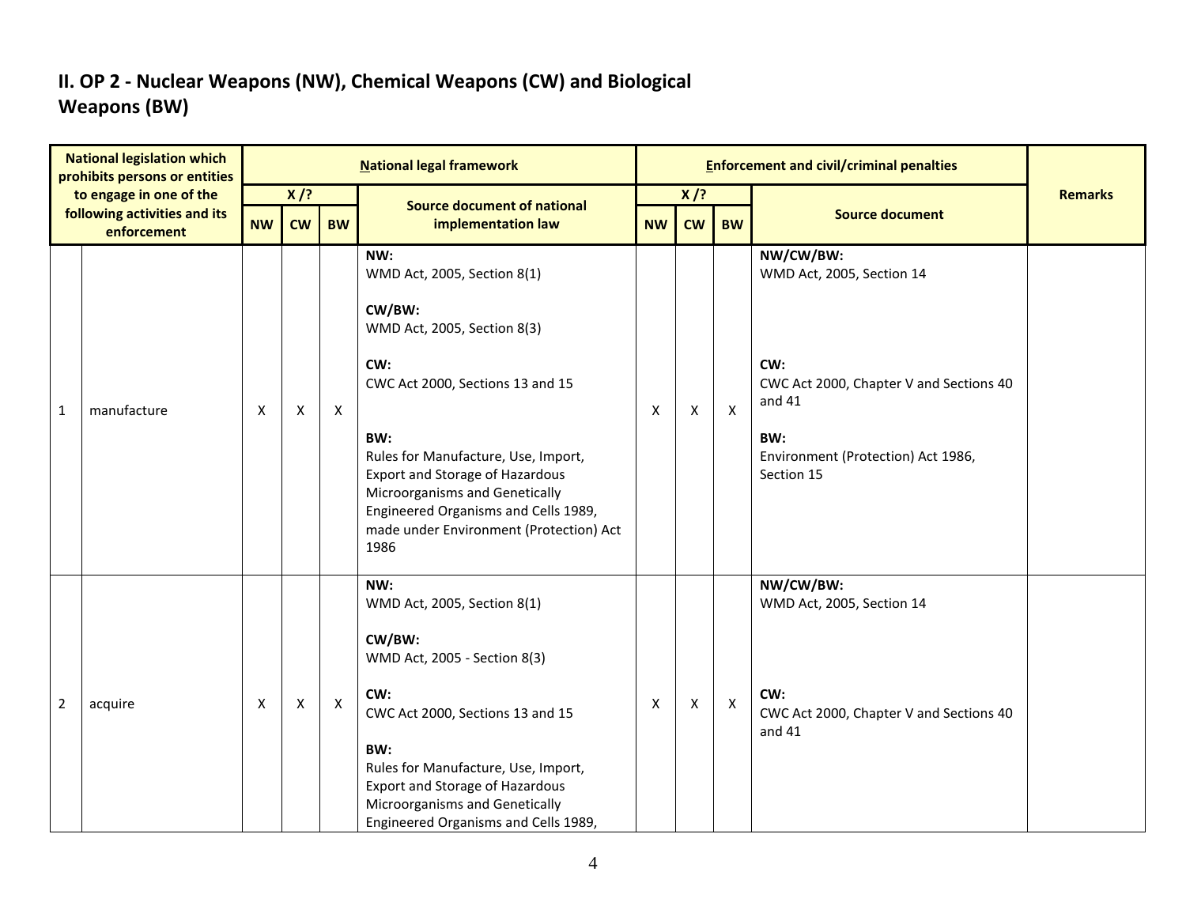## II. OP 2 - Nuclear Weapons (NW), Chemical Weapons (CW) and Biological Weapons (BW)

| National legislation which prohibits persons or entities to engage in one of the following activities and its enforcement | | National legal framework | | | | Enforcement and civil/criminal penalties | | | | Remarks |
|---|---|---|---|---|---|---|---|---|---|---|
| | | X /? | | | Source document of national implementation law | X /? | | | Source document | |
| | | NW | CW | BW | | NW | CW | BW | | |
| 1 | manufacture | X | X | X | **NW:**<br>WMD Act, 2005, Section 8(1)<br><br>**CW/BW:**<br>WMD Act, 2005, Section 8(3)<br><br>**CW:**<br>CWC Act 2000, Sections 13 and 15<br><br>**BW:**<br>Rules for Manufacture, Use, Import, Export and Storage of Hazardous Microorganisms and Genetically Engineered Organisms and Cells 1989, made under Environment (Protection) Act 1986 | X | X | X | **NW/CW/BW:**<br>WMD Act, 2005, Section 14<br><br>**CW:**<br>CWC Act 2000, Chapter V and Sections 40 and 41<br><br>**BW:**<br>Environment (Protection) Act 1986, Section 15 | |
| 2 | acquire | X | X | X | **NW:**<br>WMD Act, 2005, Section 8(1)<br><br>**CW/BW:**<br>WMD Act, 2005 - Section 8(3)<br><br>**CW:**<br>CWC Act 2000, Sections 13 and 15<br><br>**BW:**<br>Rules for Manufacture, Use, Import, Export and Storage of Hazardous Microorganisms and Genetically Engineered Organisms and Cells 1989, | X | X | X | **NW/CW/BW:**<br>WMD Act, 2005, Section 14<br><br>**CW:**<br>CWC Act 2000, Chapter V and Sections 40 and 41 | |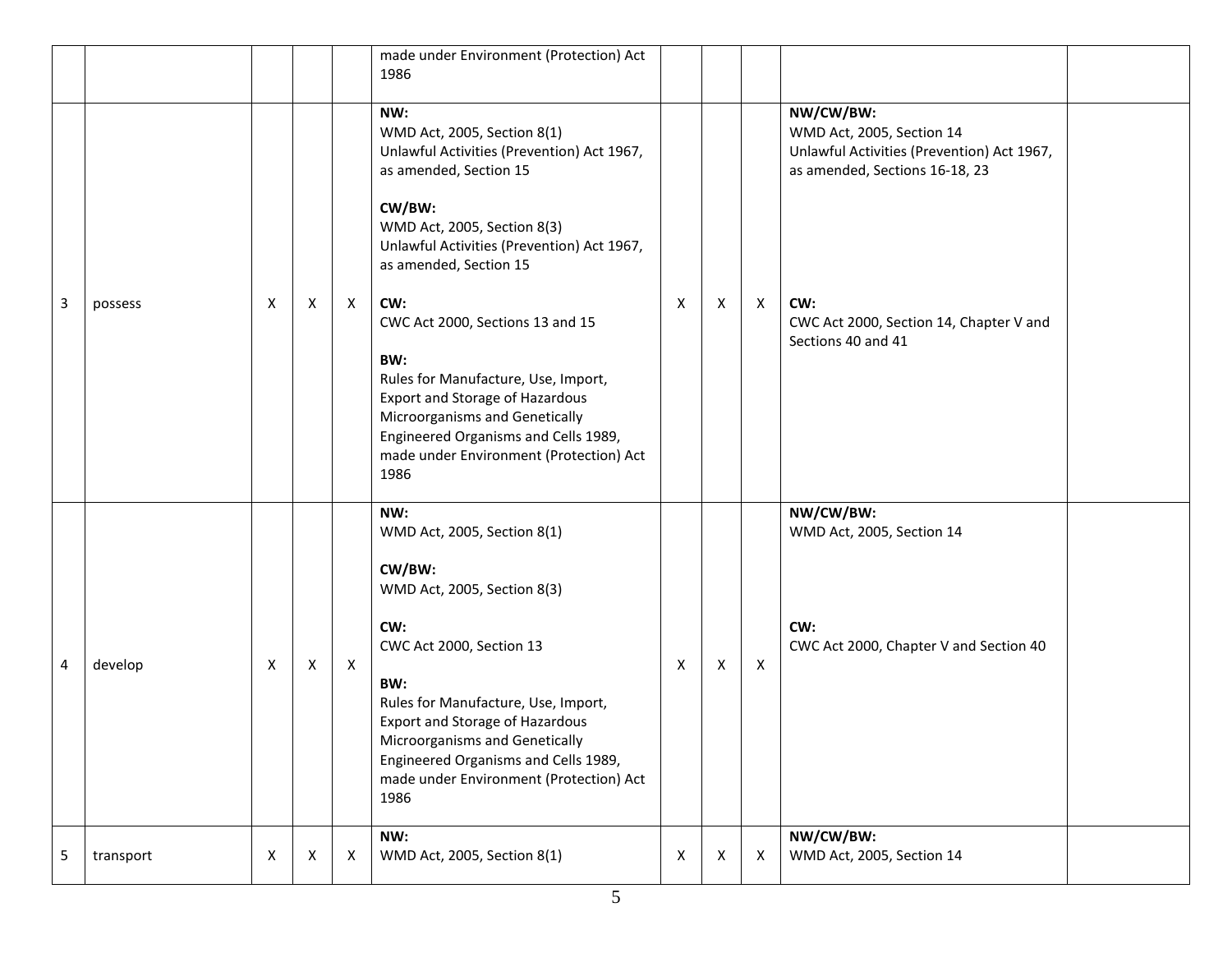| | | | | | | | | | | |
|---|---|---|---|---|---|---|---|---|---|---|
| | | | | | made under Environment (Protection) Act 1986 | | | | | |
| 3 | possess | X | X | X | **NW:**<br>WMD Act, 2005, Section 8(1)<br>Unlawful Activities (Prevention) Act 1967, as amended, Section 15<br><br>**CW/BW:**<br>WMD Act, 2005, Section 8(3)<br>Unlawful Activities (Prevention) Act 1967, as amended, Section 15<br><br>**CW:**<br>CWC Act 2000, Sections 13 and 15<br><br>**BW:**<br>Rules for Manufacture, Use, Import, Export and Storage of Hazardous Microorganisms and Genetically Engineered Organisms and Cells 1989, made under Environment (Protection) Act 1986 | X | X | X | **NW/CW/BW:**<br>WMD Act, 2005, Section 14<br>Unlawful Activities (Prevention) Act 1967, as amended, Sections 16-18, 23<br><br>**CW:**<br>CWC Act 2000, Section 14, Chapter V and Sections 40 and 41 | |
| 4 | develop | X | X | X | **NW:**<br>WMD Act, 2005, Section 8(1)<br><br>**CW/BW:**<br>WMD Act, 2005, Section 8(3)<br><br>**CW:**<br>CWC Act 2000, Section 13<br><br>**BW:**<br>Rules for Manufacture, Use, Import, Export and Storage of Hazardous Microorganisms and Genetically Engineered Organisms and Cells 1989, made under Environment (Protection) Act 1986 | X | X | X | **NW/CW/BW:**<br>WMD Act, 2005, Section 14<br><br>**CW:**<br>CWC Act 2000, Chapter V and Section 40 | |
| 5 | transport | X | X | X | **NW:**<br>WMD Act, 2005, Section 8(1) | X | X | X | **NW/CW/BW:**<br>WMD Act, 2005, Section 14 | |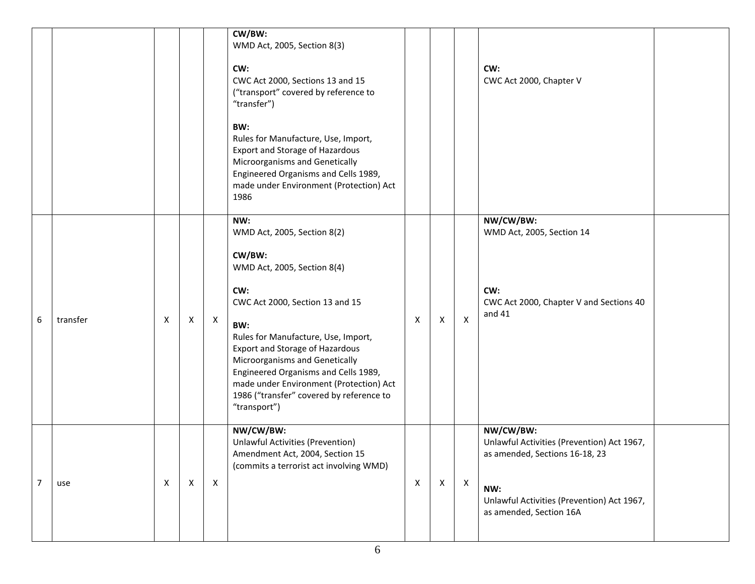| | | | | | | | | | | |
|---|---|---|---|---|---|---|---|---|---|---|
| | | | | | **CW/BW:**<br>WMD Act, 2005, Section 8(3)<br><br>**CW:**<br>CWC Act 2000, Sections 13 and 15 ("transport" covered by reference to "transfer")<br><br>**BW:**<br>Rules for Manufacture, Use, Import, Export and Storage of Hazardous Microorganisms and Genetically Engineered Organisms and Cells 1989, made under Environment (Protection) Act 1986 | | | | **CW:**<br>CWC Act 2000, Chapter V | |
| 6 | transfer | X | X | X | **NW:**<br>WMD Act, 2005, Section 8(2)<br><br>**CW/BW:**<br>WMD Act, 2005, Section 8(4)<br><br>**CW:**<br>CWC Act 2000, Section 13 and 15<br><br>**BW:**<br>Rules for Manufacture, Use, Import, Export and Storage of Hazardous Microorganisms and Genetically Engineered Organisms and Cells 1989, made under Environment (Protection) Act 1986 ("transfer" covered by reference to "transport") | X | X | X | **NW/CW/BW:**<br>WMD Act, 2005, Section 14<br><br>**CW:**<br>CWC Act 2000, Chapter V and Sections 40 and 41 | |
| 7 | use | X | X | X | **NW/CW/BW:**<br>Unlawful Activities (Prevention) Amendment Act, 2004, Section 15 (commits a terrorist act involving WMD) | X | X | X | **NW/CW/BW:**<br>Unlawful Activities (Prevention) Act 1967, as amended, Sections 16-18, 23<br><br>**NW:**<br>Unlawful Activities (Prevention) Act 1967, as amended, Section 16A | |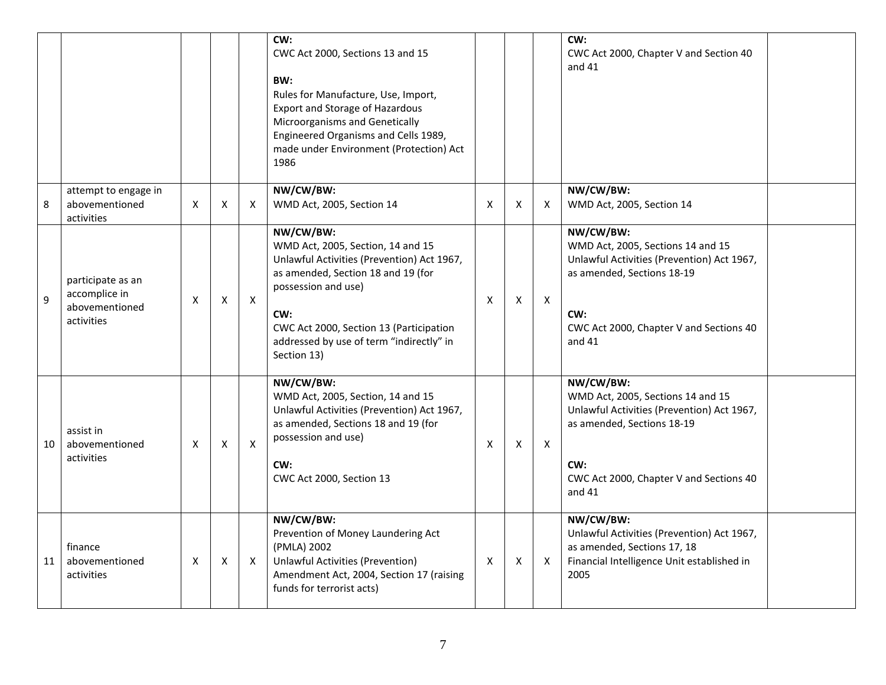| | | | | | | | | | | |
|---|---|---|---|---|---|---|---|---|---|---|
| | | | | | **CW:**<br>CWC Act 2000, Sections 13 and 15<br><br>**BW:**<br>Rules for Manufacture, Use, Import, Export and Storage of Hazardous Microorganisms and Genetically Engineered Organisms and Cells 1989, made under Environment (Protection) Act 1986 | | | | **CW:**<br>CWC Act 2000, Chapter V and Section 40 and 41 | |
| 8 | attempt to engage in abovementioned activities | X | X | X | **NW/CW/BW:**<br>WMD Act, 2005, Section 14 | X | X | X | **NW/CW/BW:**<br>WMD Act, 2005, Section 14 | |
| 9 | participate as an accomplice in abovementioned activities | X | X | X | **NW/CW/BW:**<br>WMD Act, 2005, Section, 14 and 15<br>Unlawful Activities (Prevention) Act 1967, as amended, Section 18 and 19 (for possession and use)<br><br>**CW:**<br>CWC Act 2000, Section 13 (Participation addressed by use of term "indirectly" in Section 13) | X | X | X | **NW/CW/BW:**<br>WMD Act, 2005, Sections 14 and 15<br>Unlawful Activities (Prevention) Act 1967, as amended, Sections 18-19<br><br>**CW:**<br>CWC Act 2000, Chapter V and Sections 40 and 41 | |
| 10 | assist in abovementioned activities | X | X | X | **NW/CW/BW:**<br>WMD Act, 2005, Section, 14 and 15<br>Unlawful Activities (Prevention) Act 1967, as amended, Sections 18 and 19 (for possession and use)<br><br>**CW:**<br>CWC Act 2000, Section 13 | X | X | X | **NW/CW/BW:**<br>WMD Act, 2005, Sections 14 and 15<br>Unlawful Activities (Prevention) Act 1967, as amended, Sections 18-19<br><br>**CW:**<br>CWC Act 2000, Chapter V and Sections 40 and 41 | |
| 11 | finance abovementioned activities | X | X | X | **NW/CW/BW:**<br>Prevention of Money Laundering Act (PMLA) 2002<br>Unlawful Activities (Prevention) Amendment Act, 2004, Section 17 (raising funds for terrorist acts) | X | X | X | **NW/CW/BW:**<br>Unlawful Activities (Prevention) Act 1967, as amended, Sections 17, 18<br>Financial Intelligence Unit established in 2005 | |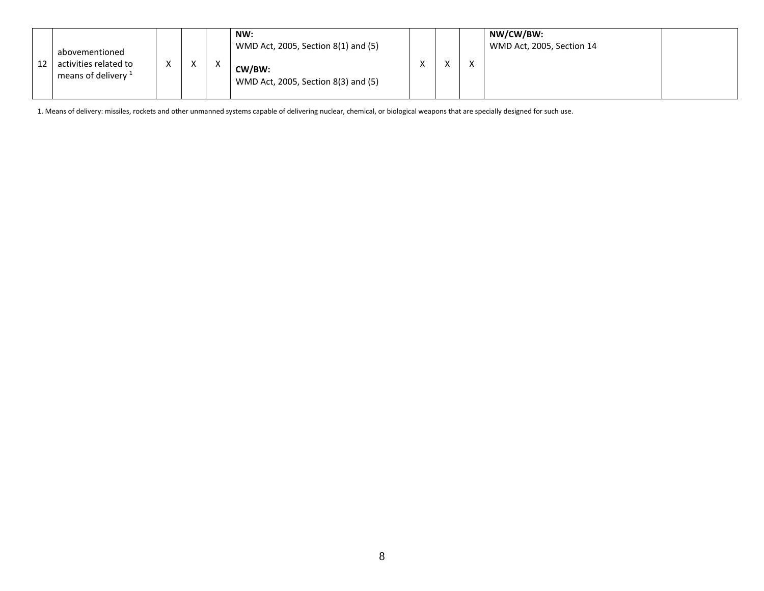| 12 | abovementioned activities related to means of delivery [1] | X | X | X | **NW:** WMD Act, 2005, Section 8(1) and (5)<br><br>**CW/BW:** WMD Act, 2005, Section 8(3) and (5) | X | X | X | **NW/CW/BW:** WMD Act, 2005, Section 14 | |
|---|---|---|---|---|---|---|---|---|---|---|

1. Means of delivery: missiles, rockets and other unmanned systems capable of delivering nuclear, chemical, or biological weapons that are specially designed for such use.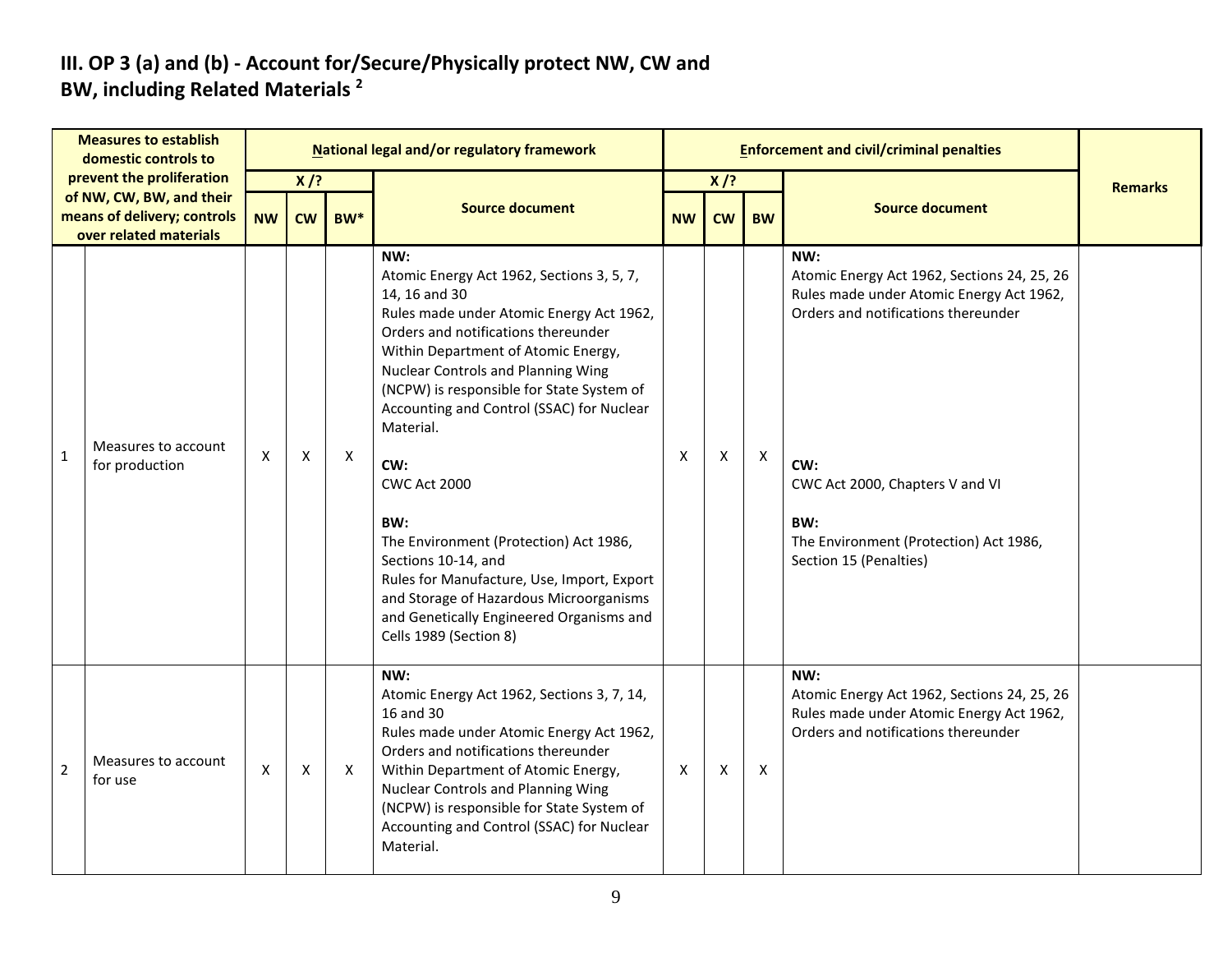### III. OP 3 (a) and (b) - Account for/Secure/Physically protect NW, CW and BW, including Related Materials [2]

| | Measures to establish domestic controls to prevent the proliferation of NW, CW, BW, and their means of delivery; controls over related materials | National legal and/or regulatory framework | | | | Enforcement and civil/criminal penalties | | | | Remarks |
|---|---|---|---|---|---|---|---|---|---|---|
| | | X /? | | | Source document | X /? | | | Source document | |
| | | NW | CW | BW* | | NW | CW | BW | | |
| 1 | Measures to account for production | X | X | X | **NW:**<br>Atomic Energy Act 1962, Sections 3, 5, 7, 14, 16 and 30<br>Rules made under Atomic Energy Act 1962, Orders and notifications thereunder<br>Within Department of Atomic Energy, Nuclear Controls and Planning Wing (NCPW) is responsible for State System of Accounting and Control (SSAC) for Nuclear Material.<br><br>**CW:**<br>CWC Act 2000<br><br>**BW:**<br>The Environment (Protection) Act 1986, Sections 10-14, and<br>Rules for Manufacture, Use, Import, Export and Storage of Hazardous Microorganisms and Genetically Engineered Organisms and Cells 1989 (Section 8) | X | X | X | **NW:**<br>Atomic Energy Act 1962, Sections 24, 25, 26<br>Rules made under Atomic Energy Act 1962, Orders and notifications thereunder<br><br>**CW:**<br>CWC Act 2000, Chapters V and VI<br><br>**BW:**<br>The Environment (Protection) Act 1986, Section 15 (Penalties) | |
| 2 | Measures to account for use | X | X | X | **NW:**<br>Atomic Energy Act 1962, Sections 3, 7, 14, 16 and 30<br>Rules made under Atomic Energy Act 1962, Orders and notifications thereunder<br>Within Department of Atomic Energy, Nuclear Controls and Planning Wing (NCPW) is responsible for State System of Accounting and Control (SSAC) for Nuclear Material. | X | X | X | **NW:**<br>Atomic Energy Act 1962, Sections 24, 25, 26<br>Rules made under Atomic Energy Act 1962, Orders and notifications thereunder | |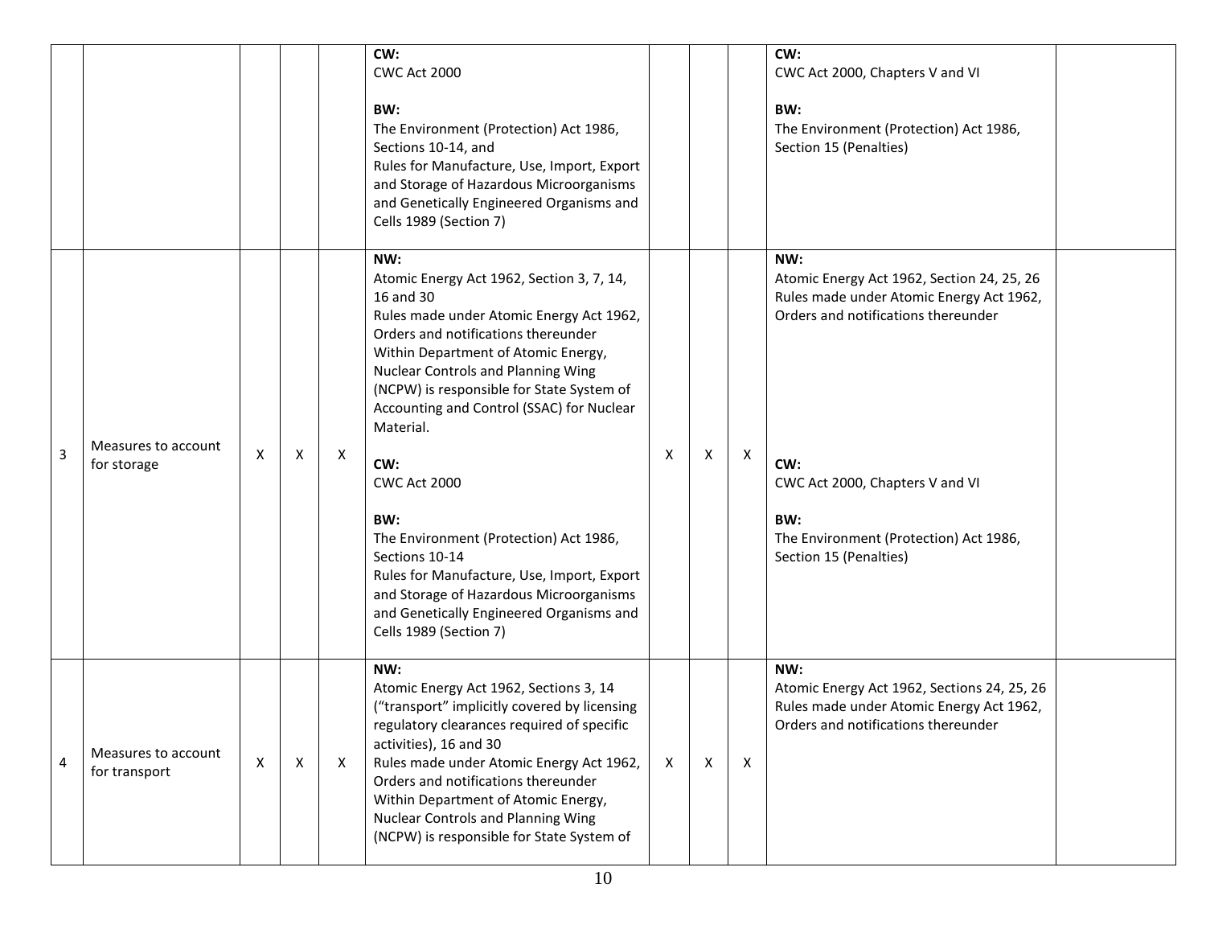| | | | | | | | | | | |
|---|---|---|---|---|---|---|---|---|---|---|
| | | | | | **CW:**<br>CWC Act 2000<br><br>**BW:**<br>The Environment (Protection) Act 1986, Sections 10-14, and<br>Rules for Manufacture, Use, Import, Export and Storage of Hazardous Microorganisms and Genetically Engineered Organisms and Cells 1989 (Section 7) | | | | **CW:**<br>CWC Act 2000, Chapters V and VI<br><br>**BW:**<br>The Environment (Protection) Act 1986, Section 15 (Penalties) | |
| 3 | Measures to account for storage | X | X | X | **NW:**<br>Atomic Energy Act 1962, Section 3, 7, 14, 16 and 30<br>Rules made under Atomic Energy Act 1962, Orders and notifications thereunder<br>Within Department of Atomic Energy, Nuclear Controls and Planning Wing (NCPW) is responsible for State System of Accounting and Control (SSAC) for Nuclear Material.<br><br>**CW:**<br>CWC Act 2000<br><br>**BW:**<br>The Environment (Protection) Act 1986, Sections 10-14<br>Rules for Manufacture, Use, Import, Export and Storage of Hazardous Microorganisms and Genetically Engineered Organisms and Cells 1989 (Section 7) | X | X | X | **NW:**<br>Atomic Energy Act 1962, Section 24, 25, 26<br>Rules made under Atomic Energy Act 1962, Orders and notifications thereunder<br><br>**CW:**<br>CWC Act 2000, Chapters V and VI<br><br>**BW:**<br>The Environment (Protection) Act 1986, Section 15 (Penalties) | |
| 4 | Measures to account for transport | X | X | X | **NW:**<br>Atomic Energy Act 1962, Sections 3, 14 ("transport" implicitly covered by licensing regulatory clearances required of specific activities), 16 and 30<br>Rules made under Atomic Energy Act 1962, Orders and notifications thereunder<br>Within Department of Atomic Energy, Nuclear Controls and Planning Wing (NCPW) is responsible for State System of | X | X | X | **NW:**<br>Atomic Energy Act 1962, Sections 24, 25, 26<br>Rules made under Atomic Energy Act 1962, Orders and notifications thereunder | |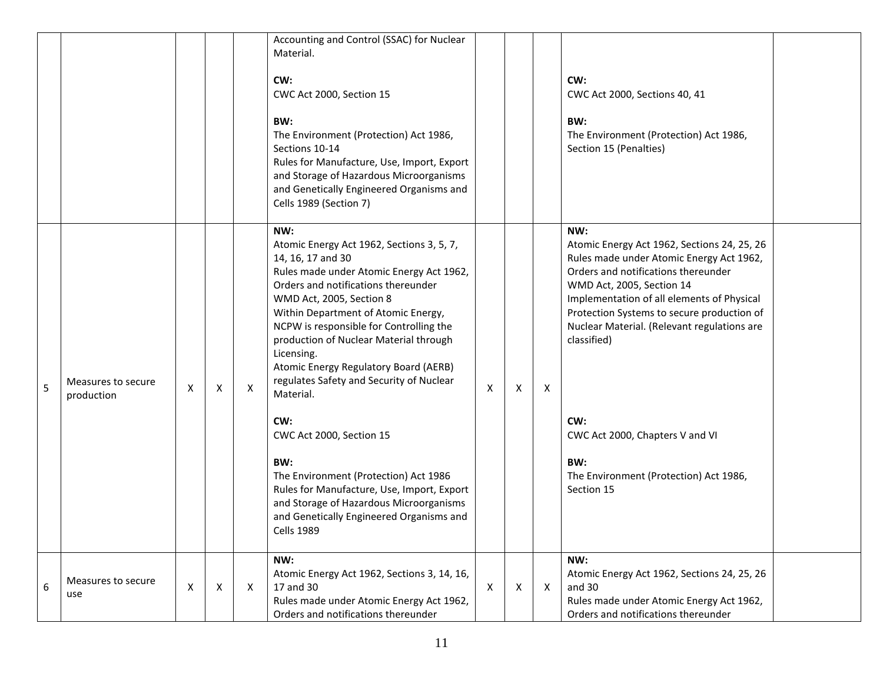| | | | | | | | | | | |
|---|---|---|---|---|---|---|---|---|---|---|
| | | | | | Accounting and Control (SSAC) for Nuclear Material.<br><br>**CW:**<br>CWC Act 2000, Section 15<br><br>**BW:**<br>The Environment (Protection) Act 1986, Sections 10-14<br>Rules for Manufacture, Use, Import, Export and Storage of Hazardous Microorganisms and Genetically Engineered Organisms and Cells 1989 (Section 7) | | | | **CW:**<br>CWC Act 2000, Sections 40, 41<br><br>**BW:**<br>The Environment (Protection) Act 1986, Section 15 (Penalties) | |
| 5 | Measures to secure production | X | X | X | **NW:**<br>Atomic Energy Act 1962, Sections 3, 5, 7, 14, 16, 17 and 30<br>Rules made under Atomic Energy Act 1962, Orders and notifications thereunder<br>WMD Act, 2005, Section 8<br>Within Department of Atomic Energy, NCPW is responsible for Controlling the production of Nuclear Material through Licensing.<br>Atomic Energy Regulatory Board (AERB) regulates Safety and Security of Nuclear Material.<br><br>**CW:**<br>CWC Act 2000, Section 15<br><br>**BW:**<br>The Environment (Protection) Act 1986<br>Rules for Manufacture, Use, Import, Export and Storage of Hazardous Microorganisms and Genetically Engineered Organisms and Cells 1989 | X | X | X | **NW:**<br>Atomic Energy Act 1962, Sections 24, 25, 26<br>Rules made under Atomic Energy Act 1962, Orders and notifications thereunder<br>WMD Act, 2005, Section 14<br>Implementation of all elements of Physical Protection Systems to secure production of Nuclear Material. (Relevant regulations are classified)<br><br>**CW:**<br>CWC Act 2000, Chapters V and VI<br><br>**BW:**<br>The Environment (Protection) Act 1986, Section 15 | |
| 6 | Measures to secure use | X | X | X | **NW:**<br>Atomic Energy Act 1962, Sections 3, 14, 16, 17 and 30<br>Rules made under Atomic Energy Act 1962, Orders and notifications thereunder | X | X | X | **NW:**<br>Atomic Energy Act 1962, Sections 24, 25, 26 and 30<br>Rules made under Atomic Energy Act 1962, Orders and notifications thereunder | |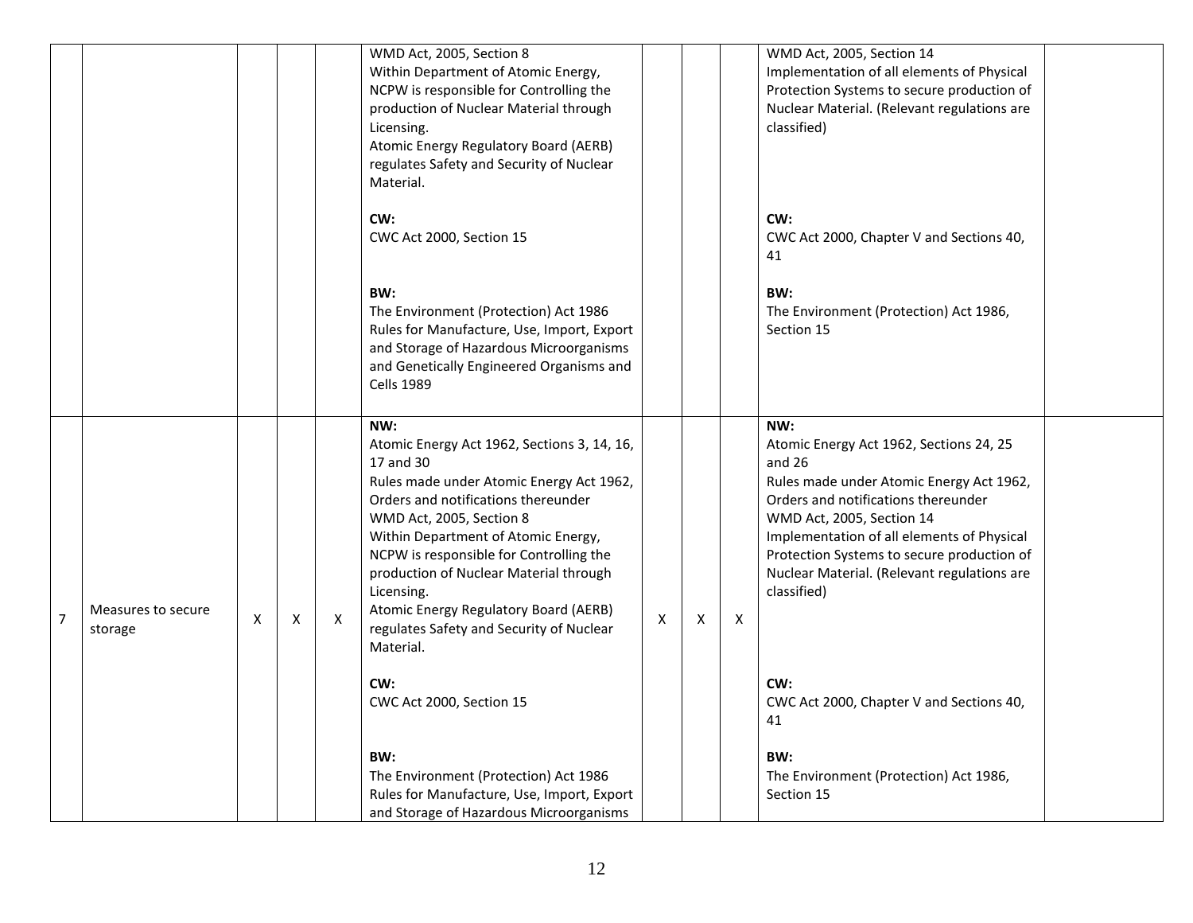| | | | | | | | | | | |
|---|---|---|---|---|---|---|---|---|---|---|
| | | | | | WMD Act, 2005, Section 8<br>Within Department of Atomic Energy, NCPW is responsible for Controlling the production of Nuclear Material through Licensing.<br>Atomic Energy Regulatory Board (AERB) regulates Safety and Security of Nuclear Material.<br><br>**CW:**<br>CWC Act 2000, Section 15<br><br>**BW:**<br>The Environment (Protection) Act 1986<br>Rules for Manufacture, Use, Import, Export and Storage of Hazardous Microorganisms and Genetically Engineered Organisms and Cells 1989 | | | | WMD Act, 2005, Section 14<br>Implementation of all elements of Physical Protection Systems to secure production of Nuclear Material. (Relevant regulations are classified)<br><br>**CW:**<br>CWC Act 2000, Chapter V and Sections 40, 41<br><br>**BW:**<br>The Environment (Protection) Act 1986, Section 15 | |
| 7 | Measures to secure storage | X | X | X | **NW:**<br>Atomic Energy Act 1962, Sections 3, 14, 16, 17 and 30<br>Rules made under Atomic Energy Act 1962, Orders and notifications thereunder<br>WMD Act, 2005, Section 8<br>Within Department of Atomic Energy, NCPW is responsible for Controlling the production of Nuclear Material through Licensing.<br>Atomic Energy Regulatory Board (AERB) regulates Safety and Security of Nuclear Material.<br><br>**CW:**<br>CWC Act 2000, Section 15<br><br>**BW:**<br>The Environment (Protection) Act 1986<br>Rules for Manufacture, Use, Import, Export and Storage of Hazardous Microorganisms | X | X | X | **NW:**<br>Atomic Energy Act 1962, Sections 24, 25 and 26<br>Rules made under Atomic Energy Act 1962, Orders and notifications thereunder<br>WMD Act, 2005, Section 14<br>Implementation of all elements of Physical Protection Systems to secure production of Nuclear Material. (Relevant regulations are classified)<br><br>**CW:**<br>CWC Act 2000, Chapter V and Sections 40, 41<br><br>**BW:**<br>The Environment (Protection) Act 1986, Section 15 | |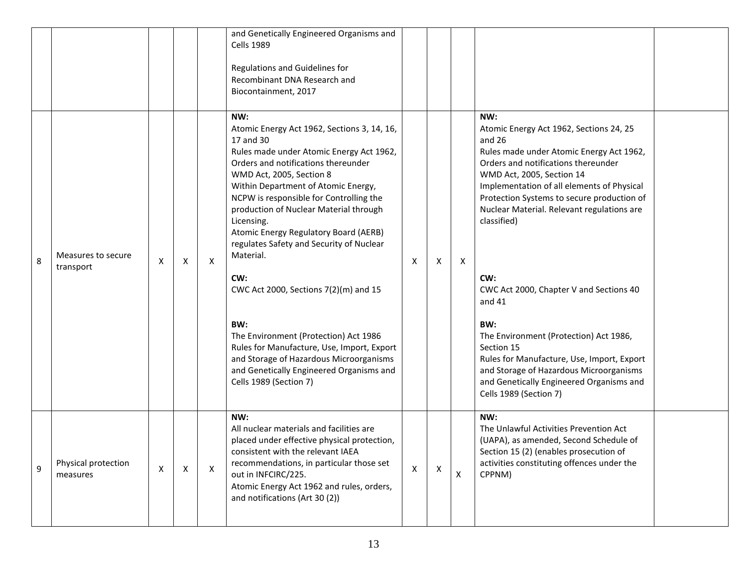| | | | | | | | | | | |
|---|---|---|---|---|---|---|---|---|---|---|
| | | | | | and Genetically Engineered Organisms and Cells 1989<br><br>Regulations and Guidelines for Recombinant DNA Research and Biocontainment, 2017 | | | | | |
| 8 | Measures to secure transport | X | X | X | **NW:**<br>Atomic Energy Act 1962, Sections 3, 14, 16, 17 and 30<br>Rules made under Atomic Energy Act 1962, Orders and notifications thereunder<br>WMD Act, 2005, Section 8<br>Within Department of Atomic Energy, NCPW is responsible for Controlling the production of Nuclear Material through Licensing.<br>Atomic Energy Regulatory Board (AERB) regulates Safety and Security of Nuclear Material.<br><br>**CW:**<br>CWC Act 2000, Sections 7(2)(m) and 15<br><br>**BW:**<br>The Environment (Protection) Act 1986<br>Rules for Manufacture, Use, Import, Export and Storage of Hazardous Microorganisms and Genetically Engineered Organisms and Cells 1989 (Section 7) | X | X | X | **NW:**<br>Atomic Energy Act 1962, Sections 24, 25 and 26<br>Rules made under Atomic Energy Act 1962, Orders and notifications thereunder<br>WMD Act, 2005, Section 14<br>Implementation of all elements of Physical Protection Systems to secure production of Nuclear Material. Relevant regulations are classified)<br><br>**CW:**<br>CWC Act 2000, Chapter V and Sections 40 and 41<br><br>**BW:**<br>The Environment (Protection) Act 1986, Section 15<br>Rules for Manufacture, Use, Import, Export and Storage of Hazardous Microorganisms and Genetically Engineered Organisms and Cells 1989 (Section 7) | |
| 9 | Physical protection measures | X | X | X | **NW:**<br>All nuclear materials and facilities are placed under effective physical protection, consistent with the relevant IAEA recommendations, in particular those set out in INFCIRC/225.<br>Atomic Energy Act 1962 and rules, orders, and notifications (Art 30 (2)) | X | X | X | **NW:**<br>The Unlawful Activities Prevention Act (UAPA), as amended, Second Schedule of Section 15 (2) (enables prosecution of activities constituting offences under the CPPNM) | |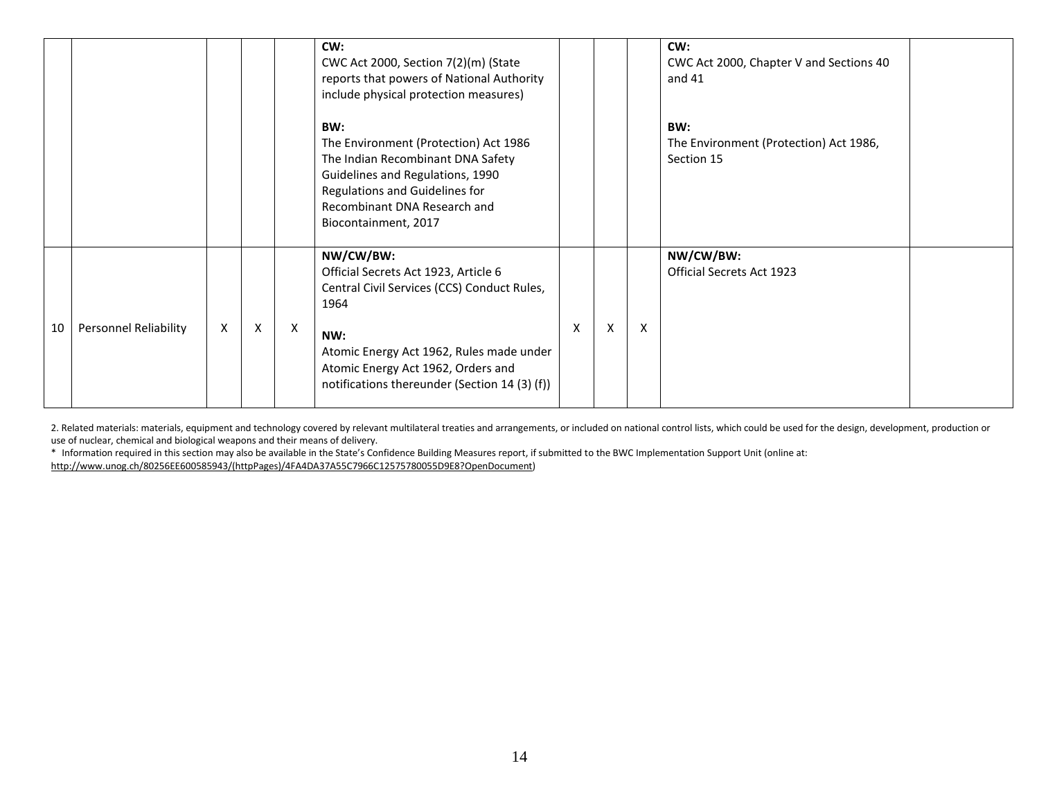| | | | | | | | | | | |
|---|---|---|---|---|---|---|---|---|---|---|
| | | | | | **CW:**<br>CWC Act 2000, Section 7(2)(m) (State reports that powers of National Authority include physical protection measures)<br><br>**BW:**<br>The Environment (Protection) Act 1986<br>The Indian Recombinant DNA Safety Guidelines and Regulations, 1990<br>Regulations and Guidelines for Recombinant DNA Research and Biocontainment, 2017 | | | | **CW:**<br>CWC Act 2000, Chapter V and Sections 40 and 41<br><br>**BW:**<br>The Environment (Protection) Act 1986, Section 15 | |
| 10 | Personnel Reliability | X | X | X | **NW/CW/BW:**<br>Official Secrets Act 1923, Article 6<br>Central Civil Services (CCS) Conduct Rules, 1964<br><br>**NW:**<br>Atomic Energy Act 1962, Rules made under Atomic Energy Act 1962, Orders and notifications thereunder (Section 14 (3) (f)) | X | X | X | **NW/CW/BW:**<br>Official Secrets Act 1923 | |

2. Related materials: materials, equipment and technology covered by relevant multilateral treaties and arrangements, or included on national control lists, which could be used for the design, development, production or use of nuclear, chemical and biological weapons and their means of delivery.

\* Information required in this section may also be available in the State's Confidence Building Measures report, if submitted to the BWC Implementation Support Unit (online at: http://www.unog.ch/80256EE600585943/(httpPages)/4FA4DA37A55C7966C12575780055D9E8?OpenDocument)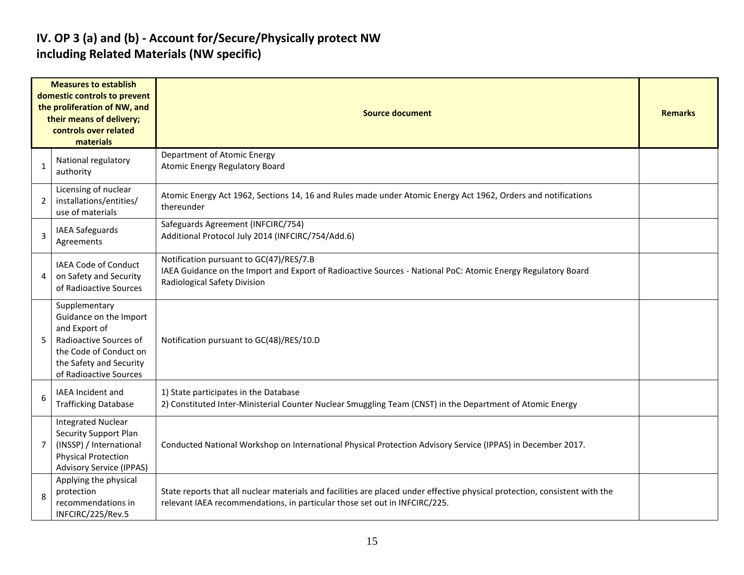# IV. OP 3 (a) and (b) - Account for/Secure/Physically protect NW including Related Materials (NW specific)

| | Measures to establish domestic controls to prevent the proliferation of NW, and their means of delivery; controls over related materials | Source document | Remarks |
|---|---|---|---|
| 1 | National regulatory authority | Department of Atomic Energy<br>Atomic Energy Regulatory Board | |
| 2 | Licensing of nuclear installations/entities/ use of materials | Atomic Energy Act 1962, Sections 14, 16 and Rules made under Atomic Energy Act 1962, Orders and notifications thereunder | |
| 3 | IAEA Safeguards Agreements | Safeguards Agreement (INFCIRC/754)<br>Additional Protocol July 2014 (INFCIRC/754/Add.6) | |
| 4 | IAEA Code of Conduct on Safety and Security of Radioactive Sources | Notification pursuant to GC(47)/RES/7.B<br>IAEA Guidance on the Import and Export of Radioactive Sources - National PoC: Atomic Energy Regulatory Board Radiological Safety Division | |
| 5 | Supplementary Guidance on the Import and Export of Radioactive Sources of the Code of Conduct on the Safety and Security of Radioactive Sources | Notification pursuant to GC(48)/RES/10.D | |
| 6 | IAEA Incident and Trafficking Database | 1) State participates in the Database<br>2) Constituted Inter-Ministerial Counter Nuclear Smuggling Team (CNST) in the Department of Atomic Energy | |
| 7 | Integrated Nuclear Security Support Plan (INSSP) / International Physical Protection Advisory Service (IPPAS) | Conducted National Workshop on International Physical Protection Advisory Service (IPPAS) in December 2017. | |
| 8 | Applying the physical protection recommendations in INFCIRC/225/Rev.5 | State reports that all nuclear materials and facilities are placed under effective physical protection, consistent with the relevant IAEA recommendations, in particular those set out in INFCIRC/225. | |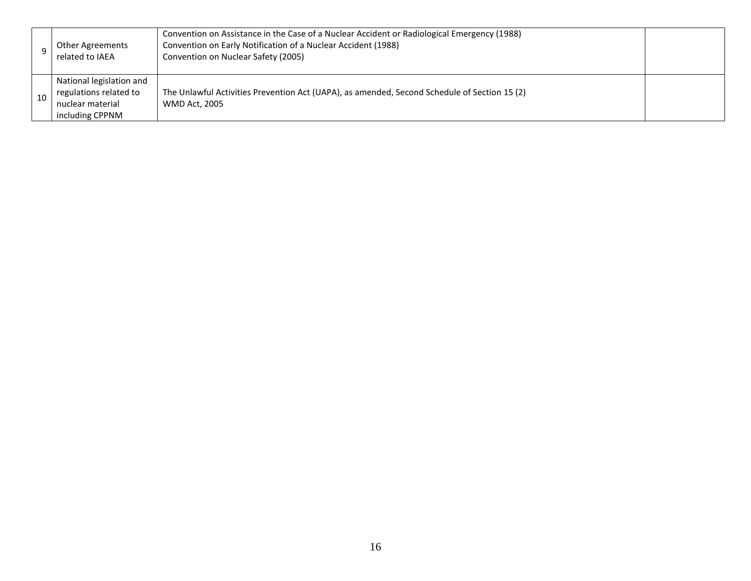| | | | |
|---|---|---|---|
| 9 | Other Agreements related to IAEA | Convention on Assistance in the Case of a Nuclear Accident or Radiological Emergency (1988)<br>Convention on Early Notification of a Nuclear Accident (1988)<br>Convention on Nuclear Safety (2005) | |
| 10 | National legislation and regulations related to nuclear material including CPPNM | The Unlawful Activities Prevention Act (UAPA), as amended, Second Schedule of Section 15 (2)<br>WMD Act, 2005 | |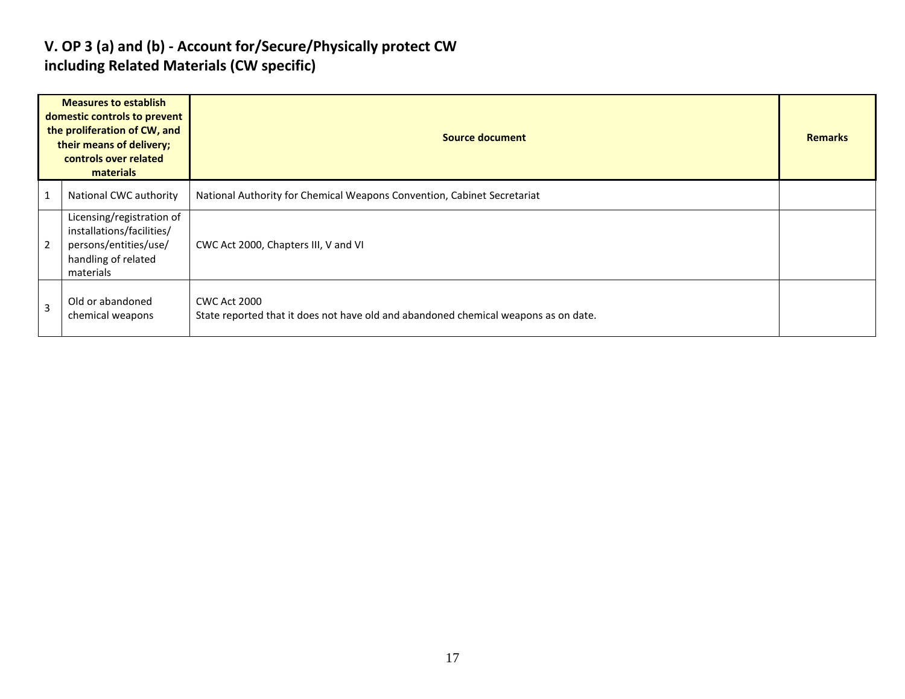## V. OP 3 (a) and (b) - Account for/Secure/Physically protect CW including Related Materials (CW specific)

| | Measures to establish domestic controls to prevent the proliferation of CW, and their means of delivery; controls over related materials | Source document | Remarks |
|---|---|---|---|
| 1 | National CWC authority | National Authority for Chemical Weapons Convention, Cabinet Secretariat | |
| 2 | Licensing/registration of installations/facilities/ persons/entities/use/ handling of related materials | CWC Act 2000, Chapters III, V and VI | |
| 3 | Old or abandoned chemical weapons | CWC Act 2000<br>State reported that it does not have old and abandoned chemical weapons as on date. | |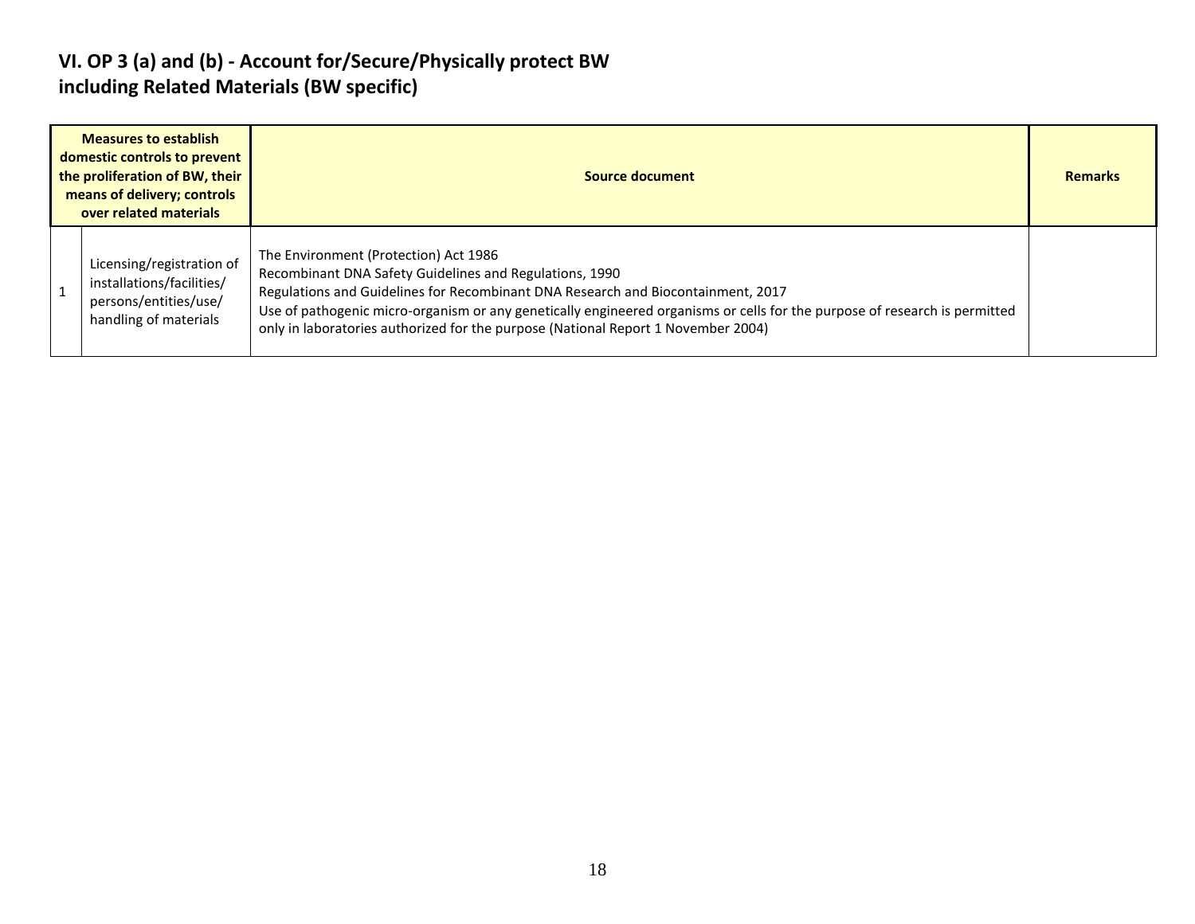## VI. OP 3 (a) and (b) - Account for/Secure/Physically protect BW including Related Materials (BW specific)

| Measures to establish domestic controls to prevent the proliferation of BW, their means of delivery; controls over related materials | | Source document | Remarks |
|---|---|---|---|
| 1 | Licensing/registration of installations/facilities/ persons/entities/use/ handling of materials | The Environment (Protection) Act 1986<br>Recombinant DNA Safety Guidelines and Regulations, 1990<br>Regulations and Guidelines for Recombinant DNA Research and Biocontainment, 2017<br>Use of pathogenic micro-organism or any genetically engineered organisms or cells for the purpose of research is permitted only in laboratories authorized for the purpose (National Report 1 November 2004) | |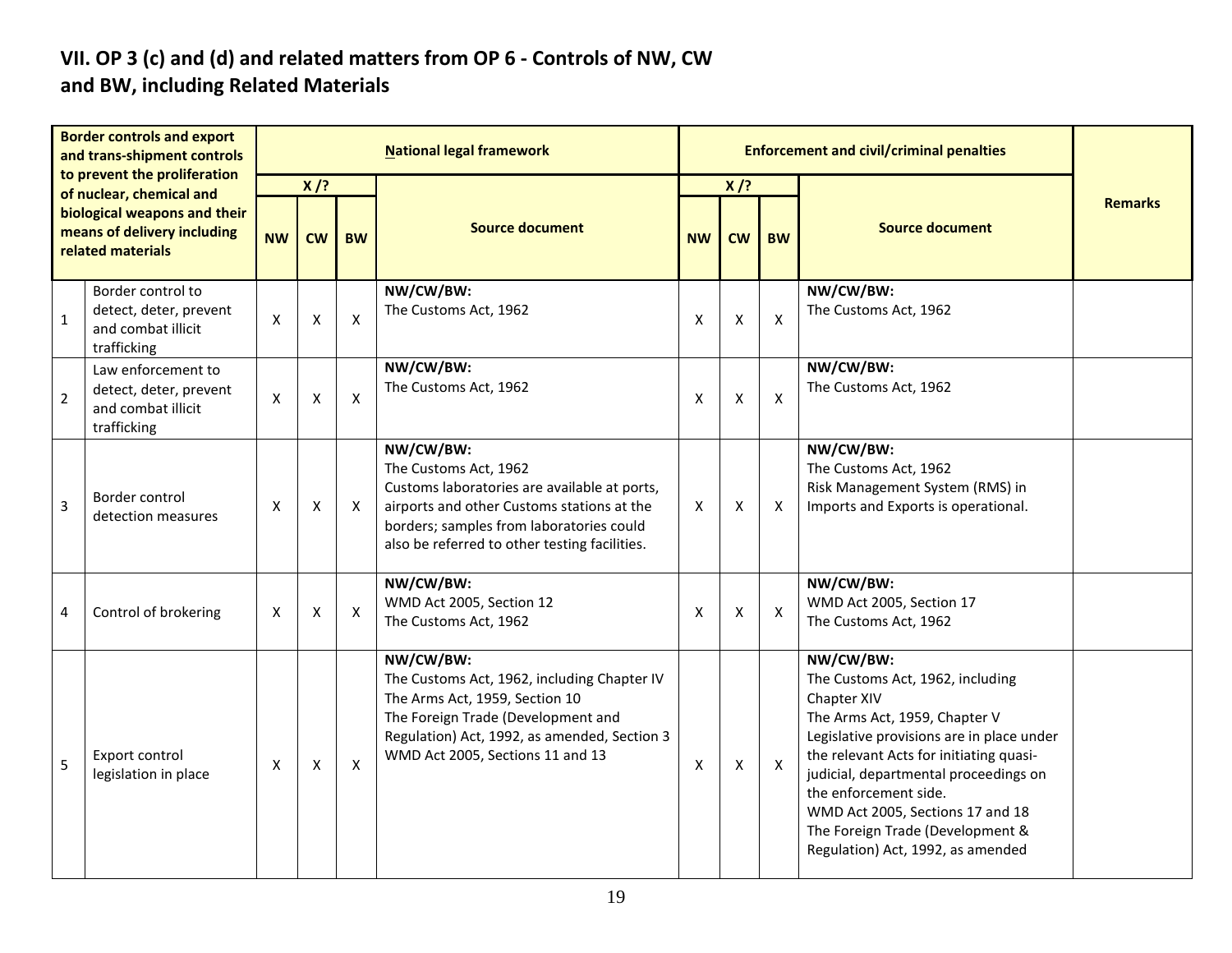## VII. OP 3 (c) and (d) and related matters from OP 6 - Controls of NW, CW and BW, including Related Materials

| | Border controls and export and trans-shipment controls to prevent the proliferation of nuclear, chemical and biological weapons and their means of delivery including related materials | National legal framework | | | | Enforcement and civil/criminal penalties | | | | Remarks |
|---|---|---|---|---|---|---|---|---|---|---|
| | | X /? | | | Source document | X /? | | | Source document | |
| | | NW | CW | BW | | NW | CW | BW | | |
| 1 | Border control to detect, deter, prevent and combat illicit trafficking | X | X | X | **NW/CW/BW:**<br>The Customs Act, 1962 | X | X | X | **NW/CW/BW:**<br>The Customs Act, 1962 | |
| 2 | Law enforcement to detect, deter, prevent and combat illicit trafficking | X | X | X | **NW/CW/BW:**<br>The Customs Act, 1962 | X | X | X | **NW/CW/BW:**<br>The Customs Act, 1962 | |
| 3 | Border control detection measures | X | X | X | **NW/CW/BW:**<br>The Customs Act, 1962<br>Customs laboratories are available at ports, airports and other Customs stations at the borders; samples from laboratories could also be referred to other testing facilities. | X | X | X | **NW/CW/BW:**<br>The Customs Act, 1962<br>Risk Management System (RMS) in Imports and Exports is operational. | |
| 4 | Control of brokering | X | X | X | **NW/CW/BW:**<br>WMD Act 2005, Section 12<br>The Customs Act, 1962 | X | X | X | **NW/CW/BW:**<br>WMD Act 2005, Section 17<br>The Customs Act, 1962 | |
| 5 | Export control legislation in place | X | X | X | **NW/CW/BW:**<br>The Customs Act, 1962, including Chapter IV<br>The Arms Act, 1959, Section 10<br>The Foreign Trade (Development and Regulation) Act, 1992, as amended, Section 3<br>WMD Act 2005, Sections 11 and 13 | X | X | X | **NW/CW/BW:**<br>The Customs Act, 1962, including Chapter XIV<br>The Arms Act, 1959, Chapter V<br>Legislative provisions are in place under the relevant Acts for initiating quasi-judicial, departmental proceedings on the enforcement side.<br>WMD Act 2005, Sections 17 and 18<br>The Foreign Trade (Development & Regulation) Act, 1992, as amended | |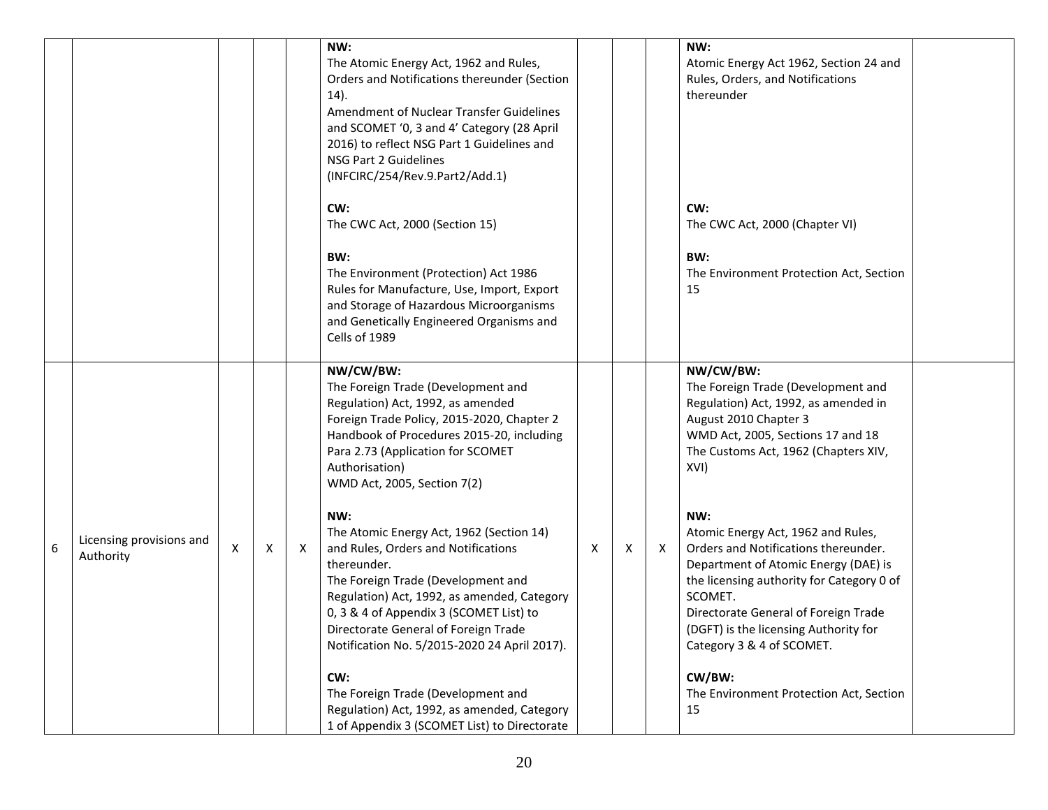| | | | | | | | | | | |
|---|---|---|---|---|---|---|---|---|---|---|
| | | | | | **NW:**<br>The Atomic Energy Act, 1962 and Rules, Orders and Notifications thereunder (Section 14).<br>Amendment of Nuclear Transfer Guidelines and SCOMET '0, 3 and 4' Category (28 April 2016) to reflect NSG Part 1 Guidelines and NSG Part 2 Guidelines (INFCIRC/254/Rev.9.Part2/Add.1)<br><br>**CW:**<br>The CWC Act, 2000 (Section 15)<br><br>**BW:**<br>The Environment (Protection) Act 1986 Rules for Manufacture, Use, Import, Export and Storage of Hazardous Microorganisms and Genetically Engineered Organisms and Cells of 1989 | | | | **NW:**<br>Atomic Energy Act 1962, Section 24 and Rules, Orders, and Notifications thereunder<br><br>**CW:**<br>The CWC Act, 2000 (Chapter VI)<br><br>**BW:**<br>The Environment Protection Act, Section 15 | |
| 6 | Licensing provisions and Authority | X | X | X | **NW/CW/BW:**<br>The Foreign Trade (Development and Regulation) Act, 1992, as amended<br>Foreign Trade Policy, 2015-2020, Chapter 2<br>Handbook of Procedures 2015-20, including Para 2.73 (Application for SCOMET Authorisation)<br>WMD Act, 2005, Section 7(2)<br><br>**NW:**<br>The Atomic Energy Act, 1962 (Section 14) and Rules, Orders and Notifications thereunder.<br>The Foreign Trade (Development and Regulation) Act, 1992, as amended, Category 0, 3 & 4 of Appendix 3 (SCOMET List) to Directorate General of Foreign Trade Notification No. 5/2015-2020 24 April 2017).<br><br>**CW:**<br>The Foreign Trade (Development and Regulation) Act, 1992, as amended, Category 1 of Appendix 3 (SCOMET List) to Directorate | X | X | X | **NW/CW/BW:**<br>The Foreign Trade (Development and Regulation) Act, 1992, as amended in August 2010 Chapter 3<br>WMD Act, 2005, Sections 17 and 18<br>The Customs Act, 1962 (Chapters XIV, XVI)<br><br>**NW:**<br>Atomic Energy Act, 1962 and Rules, Orders and Notifications thereunder.<br>Department of Atomic Energy (DAE) is the licensing authority for Category 0 of SCOMET.<br>Directorate General of Foreign Trade (DGFT) is the licensing Authority for Category 3 & 4 of SCOMET.<br><br>**CW/BW:**<br>The Environment Protection Act, Section 15 | |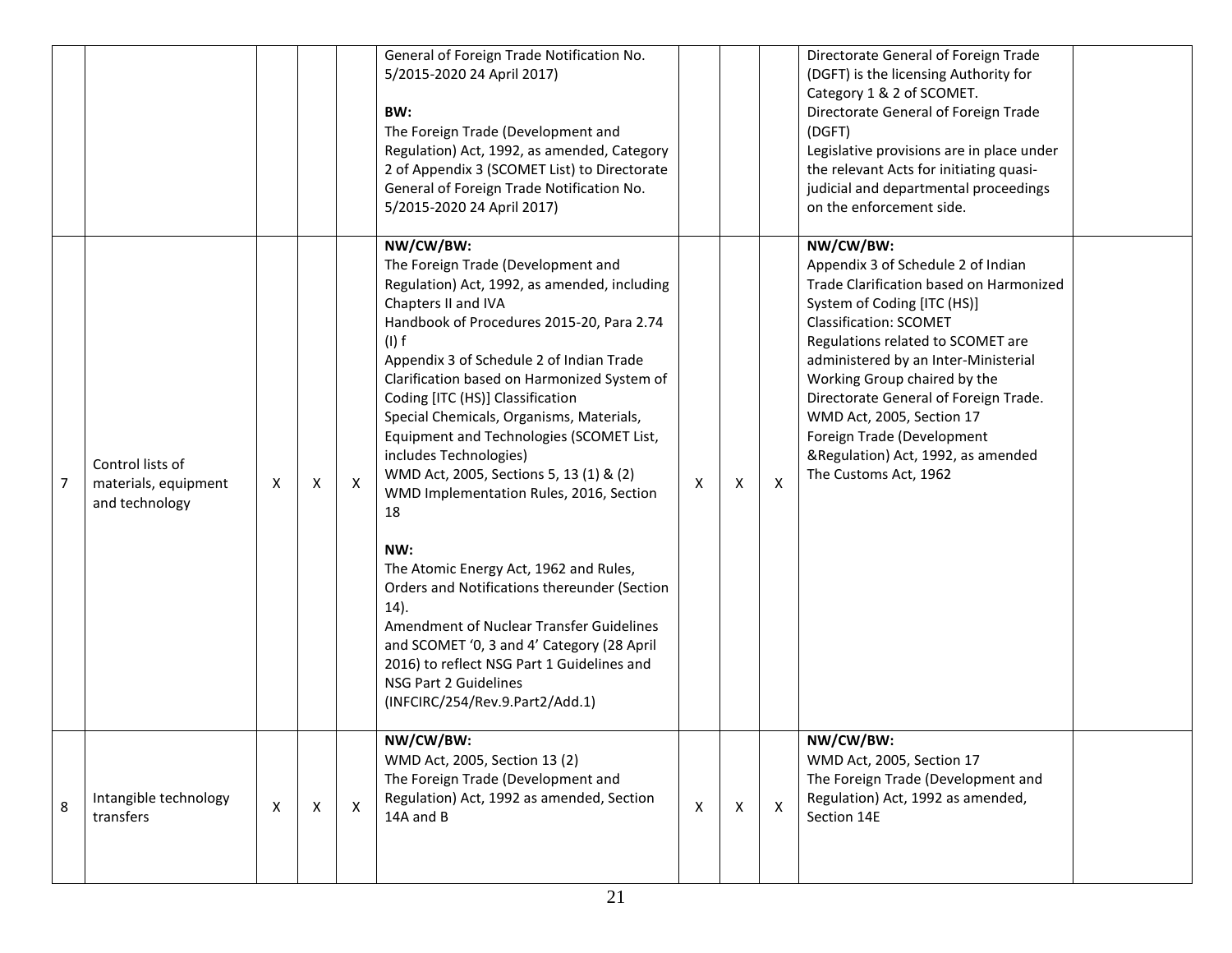| | | | | | | | | | | |
|---|---|---|---|---|---|---|---|---|---|---|
| | | | | | General of Foreign Trade Notification No. 5/2015-2020 24 April 2017)<br><br>**BW:**<br>The Foreign Trade (Development and Regulation) Act, 1992, as amended, Category 2 of Appendix 3 (SCOMET List) to Directorate General of Foreign Trade Notification No. 5/2015-2020 24 April 2017) | | | | Directorate General of Foreign Trade (DGFT) is the licensing Authority for Category 1 & 2 of SCOMET.<br>Directorate General of Foreign Trade (DGFT)<br>Legislative provisions are in place under the relevant Acts for initiating quasi-judicial and departmental proceedings on the enforcement side. | |
| 7 | Control lists of materials, equipment and technology | X | X | X | **NW/CW/BW:**<br>The Foreign Trade (Development and Regulation) Act, 1992, as amended, including Chapters II and IVA<br>Handbook of Procedures 2015-20, Para 2.74 (I) f<br>Appendix 3 of Schedule 2 of Indian Trade Clarification based on Harmonized System of Coding [ITC (HS)] Classification<br>Special Chemicals, Organisms, Materials, Equipment and Technologies (SCOMET List, includes Technologies)<br>WMD Act, 2005, Sections 5, 13 (1) & (2)<br>WMD Implementation Rules, 2016, Section 18<br><br>**NW:**<br>The Atomic Energy Act, 1962 and Rules, Orders and Notifications thereunder (Section 14).<br>Amendment of Nuclear Transfer Guidelines and SCOMET '0, 3 and 4' Category (28 April 2016) to reflect NSG Part 1 Guidelines and NSG Part 2 Guidelines (INFCIRC/254/Rev.9.Part2/Add.1) | X | X | X | **NW/CW/BW:**<br>Appendix 3 of Schedule 2 of Indian Trade Clarification based on Harmonized System of Coding [ITC (HS)] Classification: SCOMET<br>Regulations related to SCOMET are administered by an Inter-Ministerial Working Group chaired by the Directorate General of Foreign Trade.<br>WMD Act, 2005, Section 17<br>Foreign Trade (Development &Regulation) Act, 1992, as amended<br>The Customs Act, 1962 | |
| 8 | Intangible technology transfers | X | X | X | **NW/CW/BW:**<br>WMD Act, 2005, Section 13 (2)<br>The Foreign Trade (Development and Regulation) Act, 1992 as amended, Section 14A and B | X | X | X | **NW/CW/BW:**<br>WMD Act, 2005, Section 17<br>The Foreign Trade (Development and Regulation) Act, 1992 as amended, Section 14E | |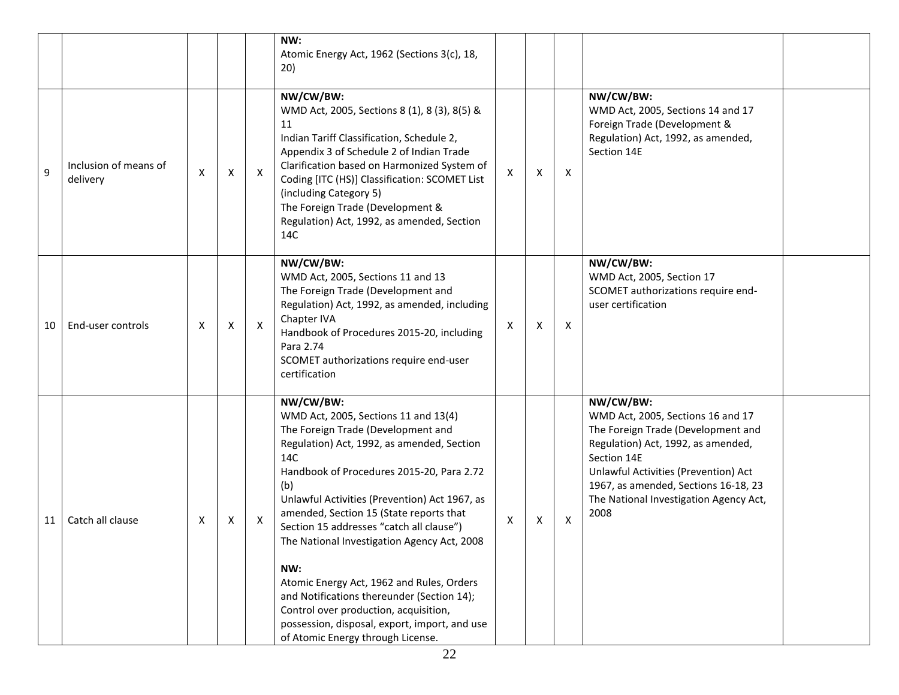| | | | | | | | | | | |
|---|---|---|---|---|---|---|---|---|---|---|
| | | | | | **NW:**<br>Atomic Energy Act, 1962 (Sections 3(c), 18, 20) | | | | | |
| 9 | Inclusion of means of delivery | X | X | X | **NW/CW/BW:**<br>WMD Act, 2005, Sections 8 (1), 8 (3), 8(5) & 11<br>Indian Tariff Classification, Schedule 2, Appendix 3 of Schedule 2 of Indian Trade Clarification based on Harmonized System of Coding [ITC (HS)] Classification: SCOMET List (including Category 5)<br>The Foreign Trade (Development & Regulation) Act, 1992, as amended, Section 14C | X | X | X | **NW/CW/BW:**<br>WMD Act, 2005, Sections 14 and 17<br>Foreign Trade (Development & Regulation) Act, 1992, as amended, Section 14E | |
| 10 | End-user controls | X | X | X | **NW/CW/BW:**<br>WMD Act, 2005, Sections 11 and 13<br>The Foreign Trade (Development and Regulation) Act, 1992, as amended, including Chapter IVA<br>Handbook of Procedures 2015-20, including Para 2.74<br>SCOMET authorizations require end-user certification | X | X | X | **NW/CW/BW:**<br>WMD Act, 2005, Section 17<br>SCOMET authorizations require end-user certification | |
| 11 | Catch all clause | X | X | X | **NW/CW/BW:**<br>WMD Act, 2005, Sections 11 and 13(4)<br>The Foreign Trade (Development and Regulation) Act, 1992, as amended, Section 14C<br>Handbook of Procedures 2015-20, Para 2.72 (b)<br>Unlawful Activities (Prevention) Act 1967, as amended, Section 15 (State reports that Section 15 addresses "catch all clause")<br>The National Investigation Agency Act, 2008<br><br>**NW:**<br>Atomic Energy Act, 1962 and Rules, Orders and Notifications thereunder (Section 14); Control over production, acquisition, possession, disposal, export, import, and use of Atomic Energy through License. | X | X | X | **NW/CW/BW:**<br>WMD Act, 2005, Sections 16 and 17<br>The Foreign Trade (Development and Regulation) Act, 1992, as amended, Section 14E<br>Unlawful Activities (Prevention) Act 1967, as amended, Sections 16-18, 23<br>The National Investigation Agency Act, 2008 | |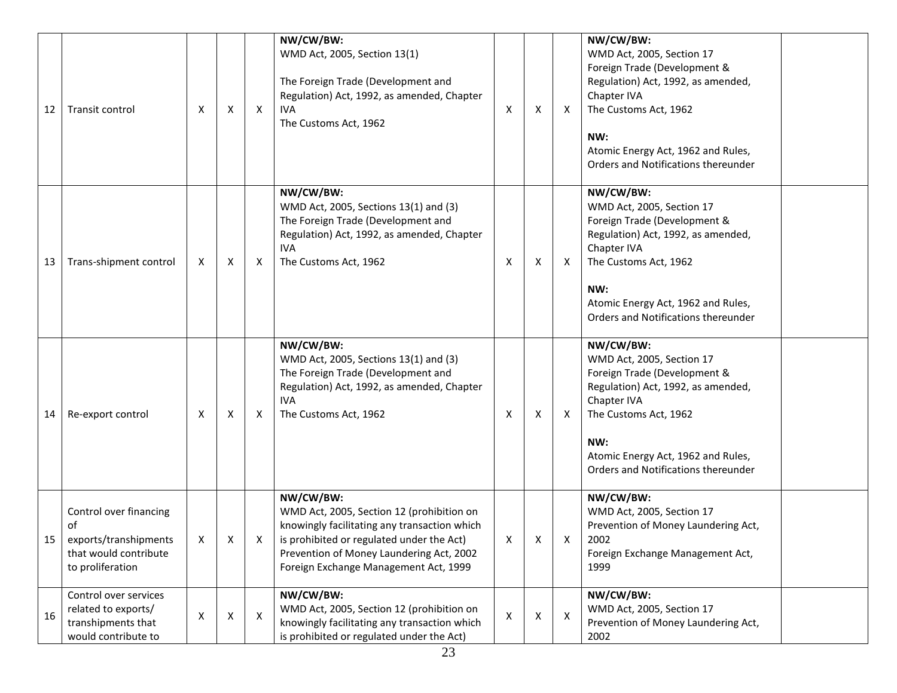| 12 | Transit control | X | X | X | **NW/CW/BW:**<br>WMD Act, 2005, Section 13(1)<br><br>The Foreign Trade (Development and Regulation) Act, 1992, as amended, Chapter IVA<br>The Customs Act, 1962 | X | X | X | **NW/CW/BW:**<br>WMD Act, 2005, Section 17<br>Foreign Trade (Development & Regulation) Act, 1992, as amended, Chapter IVA<br>The Customs Act, 1962<br><br>**NW:**<br>Atomic Energy Act, 1962 and Rules, Orders and Notifications thereunder | |
|---|---|---|---|---|---|---|---|---|---|---|
| 13 | Trans-shipment control | X | X | X | **NW/CW/BW:**<br>WMD Act, 2005, Sections 13(1) and (3)<br>The Foreign Trade (Development and Regulation) Act, 1992, as amended, Chapter IVA<br>The Customs Act, 1962 | X | X | X | **NW/CW/BW:**<br>WMD Act, 2005, Section 17<br>Foreign Trade (Development & Regulation) Act, 1992, as amended, Chapter IVA<br>The Customs Act, 1962<br><br>**NW:**<br>Atomic Energy Act, 1962 and Rules, Orders and Notifications thereunder | |
| 14 | Re-export control | X | X | X | **NW/CW/BW:**<br>WMD Act, 2005, Sections 13(1) and (3)<br>The Foreign Trade (Development and Regulation) Act, 1992, as amended, Chapter IVA<br>The Customs Act, 1962 | X | X | X | **NW/CW/BW:**<br>WMD Act, 2005, Section 17<br>Foreign Trade (Development & Regulation) Act, 1992, as amended, Chapter IVA<br>The Customs Act, 1962<br><br>**NW:**<br>Atomic Energy Act, 1962 and Rules, Orders and Notifications thereunder | |
| 15 | Control over financing of exports/transhipments that would contribute to proliferation | X | X | X | **NW/CW/BW:**<br>WMD Act, 2005, Section 12 (prohibition on knowingly facilitating any transaction which is prohibited or regulated under the Act)<br>Prevention of Money Laundering Act, 2002<br>Foreign Exchange Management Act, 1999 | X | X | X | **NW/CW/BW:**<br>WMD Act, 2005, Section 17<br>Prevention of Money Laundering Act, 2002<br>Foreign Exchange Management Act, 1999 | |
| 16 | Control over services related to exports/ transhipments that would contribute to | X | X | X | **NW/CW/BW:**<br>WMD Act, 2005, Section 12 (prohibition on knowingly facilitating any transaction which is prohibited or regulated under the Act) | X | X | X | **NW/CW/BW:**<br>WMD Act, 2005, Section 17<br>Prevention of Money Laundering Act, 2002 | |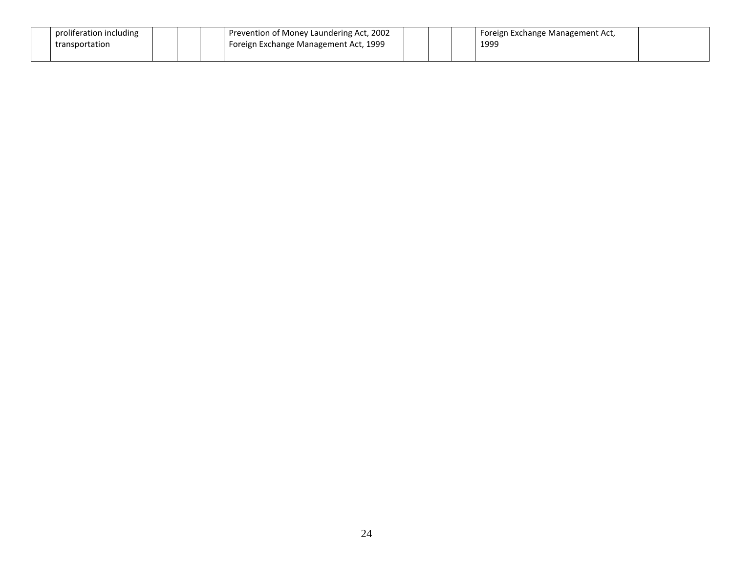| | | | | | | | | | |
|---|---|---|---|---|---|---|---|---|---|
| | proliferation including transportation | | | Prevention of Money Laundering Act, 2002 Foreign Exchange Management Act, 1999 | | | | Foreign Exchange Management Act, 1999 | |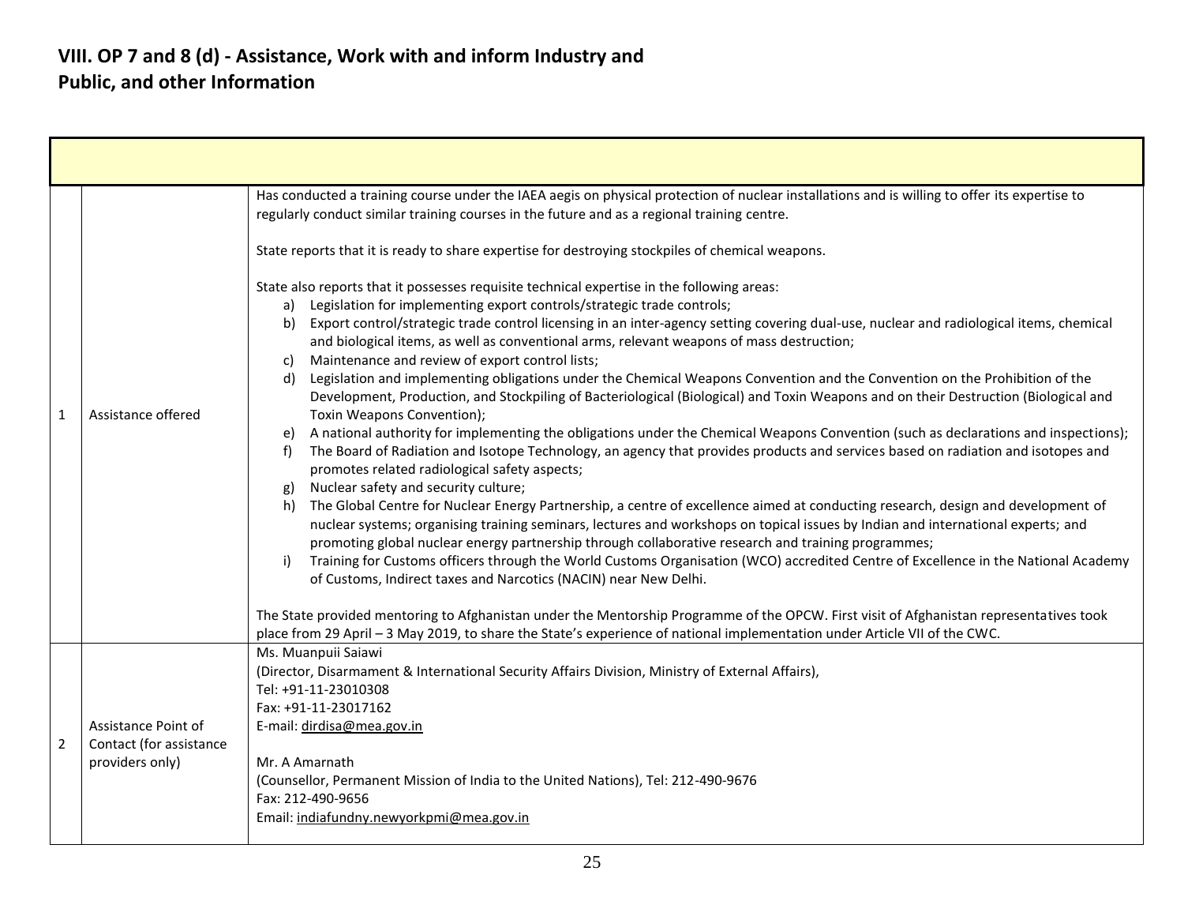## VIII. OP 7 and 8 (d) - Assistance, Work with and inform Industry and Public, and other Information

| | | |
|---|---|---|
| 1 | Assistance offered | Has conducted a training course under the IAEA aegis on physical protection of nuclear installations and is willing to offer its expertise to regularly conduct similar training courses in the future and as a regional training centre.<br><br>State reports that it is ready to share expertise for destroying stockpiles of chemical weapons.<br><br>State also reports that it possesses requisite technical expertise in the following areas:<br>a) Legislation for implementing export controls/strategic trade controls;<br>b) Export control/strategic trade control licensing in an inter-agency setting covering dual-use, nuclear and radiological items, chemical and biological items, as well as conventional arms, relevant weapons of mass destruction;<br>c) Maintenance and review of export control lists;<br>d) Legislation and implementing obligations under the Chemical Weapons Convention and the Convention on the Prohibition of the Development, Production, and Stockpiling of Bacteriological (Biological) and Toxin Weapons and on their Destruction (Biological and Toxin Weapons Convention);<br>e) A national authority for implementing the obligations under the Chemical Weapons Convention (such as declarations and inspections);<br>f) The Board of Radiation and Isotope Technology, an agency that provides products and services based on radiation and isotopes and promotes related radiological safety aspects;<br>g) Nuclear safety and security culture;<br>h) The Global Centre for Nuclear Energy Partnership, a centre of excellence aimed at conducting research, design and development of nuclear systems; organising training seminars, lectures and workshops on topical issues by Indian and international experts; and promoting global nuclear energy partnership through collaborative research and training programmes;<br>i) Training for Customs officers through the World Customs Organisation (WCO) accredited Centre of Excellence in the National Academy of Customs, Indirect taxes and Narcotics (NACIN) near New Delhi.<br><br>The State provided mentoring to Afghanistan under the Mentorship Programme of the OPCW. First visit of Afghanistan representatives took place from 29 April – 3 May 2019, to share the State's experience of national implementation under Article VII of the CWC. |
| 2 | Assistance Point of Contact (for assistance providers only) | Ms. Muanpuii Saiawi<br>(Director, Disarmament & International Security Affairs Division, Ministry of External Affairs),<br>Tel: +91-11-23010308<br>Fax: +91-11-23017162<br>E-mail: dirdisa@mea.gov.in<br><br>Mr. A Amarnath<br>(Counsellor, Permanent Mission of India to the United Nations), Tel: 212-490-9676<br>Fax: 212-490-9656<br>Email: indiafundny.newyorkpmi@mea.gov.in |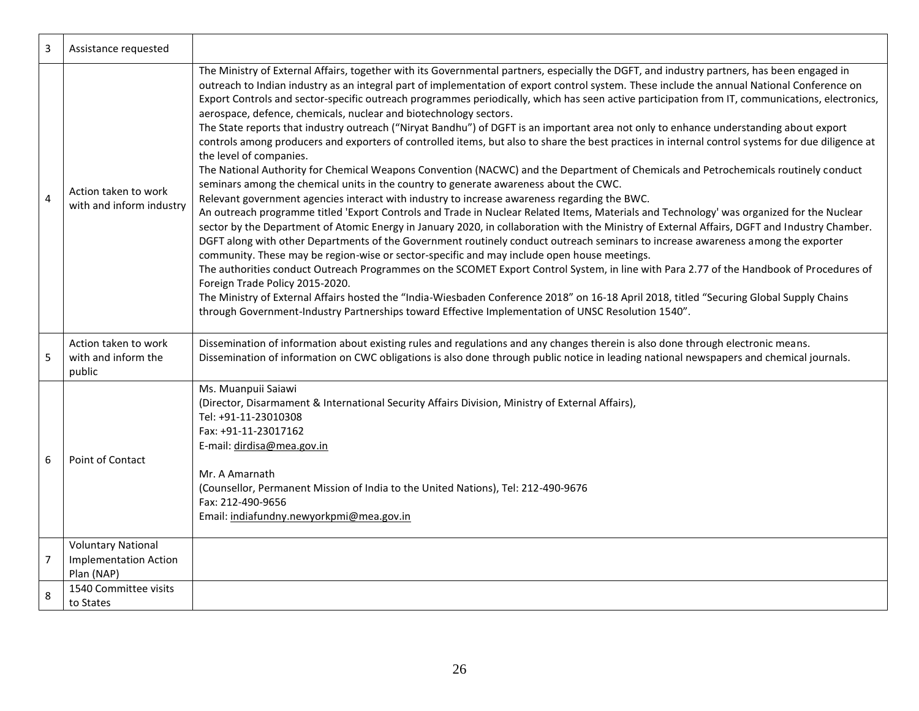| | | |
|---|---|---|
| 3 | Assistance requested | |
| 4 | Action taken to work with and inform industry | The Ministry of External Affairs, together with its Governmental partners, especially the DGFT, and industry partners, has been engaged in outreach to Indian industry as an integral part of implementation of export control system. These include the annual National Conference on Export Controls and sector-specific outreach programmes periodically, which has seen active participation from IT, communications, electronics, aerospace, defence, chemicals, nuclear and biotechnology sectors.<br>The State reports that industry outreach ("Niryat Bandhu") of DGFT is an important area not only to enhance understanding about export controls among producers and exporters of controlled items, but also to share the best practices in internal control systems for due diligence at the level of companies.<br>The National Authority for Chemical Weapons Convention (NACWC) and the Department of Chemicals and Petrochemicals routinely conduct seminars among the chemical units in the country to generate awareness about the CWC.<br>Relevant government agencies interact with industry to increase awareness regarding the BWC.<br>An outreach programme titled 'Export Controls and Trade in Nuclear Related Items, Materials and Technology' was organized for the Nuclear sector by the Department of Atomic Energy in January 2020, in collaboration with the Ministry of External Affairs, DGFT and Industry Chamber.<br>DGFT along with other Departments of the Government routinely conduct outreach seminars to increase awareness among the exporter community. These may be region-wise or sector-specific and may include open house meetings.<br>The authorities conduct Outreach Programmes on the SCOMET Export Control System, in line with Para 2.77 of the Handbook of Procedures of Foreign Trade Policy 2015-2020.<br>The Ministry of External Affairs hosted the "India-Wiesbaden Conference 2018" on 16-18 April 2018, titled "Securing Global Supply Chains through Government-Industry Partnerships toward Effective Implementation of UNSC Resolution 1540". |
| 5 | Action taken to work with and inform the public | Dissemination of information about existing rules and regulations and any changes therein is also done through electronic means.<br>Dissemination of information on CWC obligations is also done through public notice in leading national newspapers and chemical journals. |
| 6 | Point of Contact | Ms. Muanpuii Saiawi<br>(Director, Disarmament & International Security Affairs Division, Ministry of External Affairs),<br>Tel: +91-11-23010308<br>Fax: +91-11-23017162<br>E-mail: dirdisa@mea.gov.in<br><br>Mr. A Amarnath<br>(Counsellor, Permanent Mission of India to the United Nations), Tel: 212-490-9676<br>Fax: 212-490-9656<br>Email: indiafundny.newyorkpmi@mea.gov.in |
| 7 | Voluntary National Implementation Action Plan (NAP) | |
| 8 | 1540 Committee visits to States | |